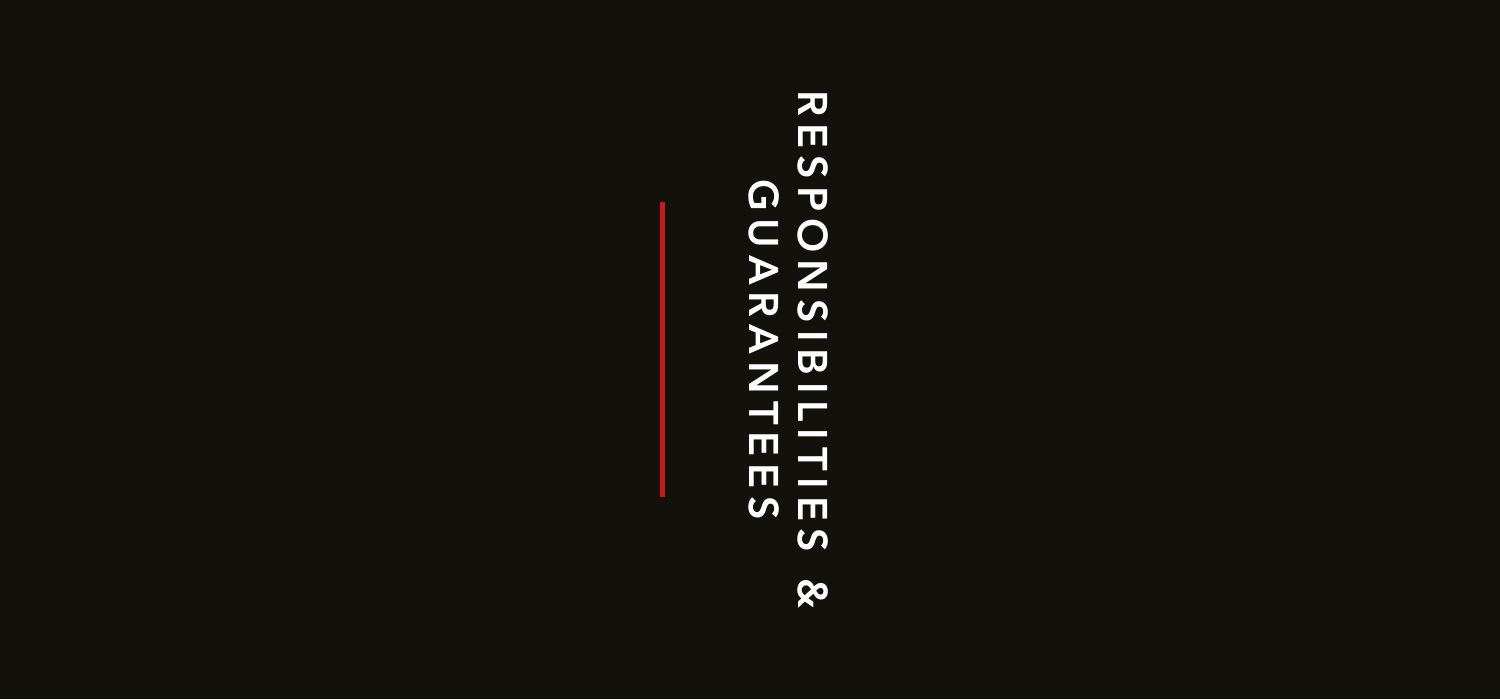# RESPONSIBILITIES & GUARANTEES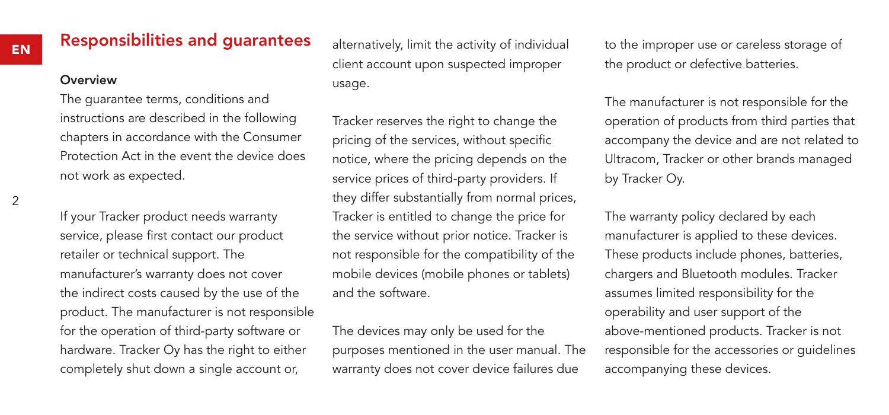## Responsibilities and guarantees

### Overview

The guarantee terms, conditions and instructions are described in the following chapters in accordance with the Consumer Protection Act in the event the device does not work as expected.

If your Tracker product needs warranty service, please first contact our product retailer or technical support. The manufacturer's warranty does not cover the indirect costs caused by the use of the product. The manufacturer is not responsible for the operation of third-party software or hardware. Tracker Oy has the right to either completely shut down a single account or, alternatively, limit the activity of individual client account upon suspected improper usage.

Tracker reserves the right to change the pricing of the services, without specific notice, where the pricing depends on the service prices of third-party providers. If they differ substantially from normal prices, Tracker is entitled to change the price for the service without prior notice. Tracker is not responsible for the compatibility of the mobile devices (mobile phones or tablets) and the software.

The devices may only be used for the purposes mentioned in the user manual. The warranty does not cover device failures due to the improper use or careless storage of the product or defective batteries.

The manufacturer is not responsible for the operation of products from third parties that accompany the device and are not related to Ultracom, Tracker or other brands managed by Tracker Oy.

The warranty policy declared by each manufacturer is applied to these devices. These products include phones, batteries, chargers and Bluetooth modules. Tracker assumes limited responsibility for the operability and user support of the above-mentioned products. Tracker is not responsible for the accessories or guidelines accompanying these devices.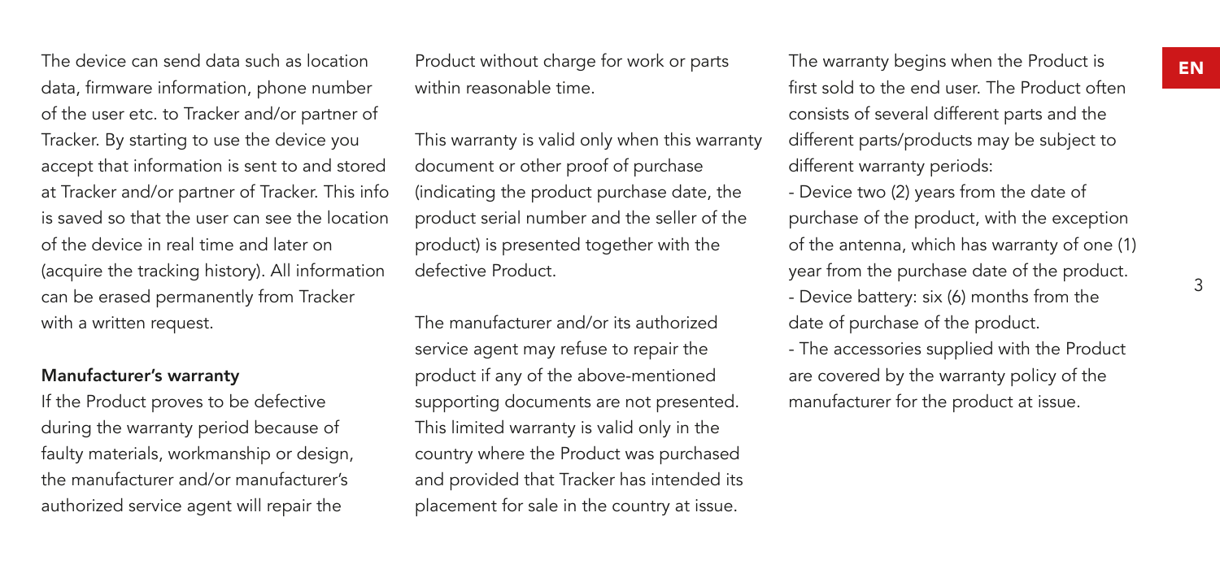The device can send data such as location data, firmware information, phone number of the user etc. to Tracker and/or partner of Tracker. By starting to use the device you accept that information is sent to and stored at Tracker and/or partner of Tracker. This info is saved so that the user can see the location of the device in real time and later on (acquire the tracking history). All information can be erased permanently from Tracker with a written request.

**Manufacturer's warranty**

If the Product proves to be defective during the warranty period because of faulty materials, workmanship or design, the manufacturer and/or manufacturer's authorized service agent will repair the Product without charge for work or parts within reasonable time.

This warranty is valid only when this warranty document or other proof of purchase (indicating the product purchase date, the product serial number and the seller of the product) is presented together with the defective Product.

The manufacturer and/or its authorized service agent may refuse to repair the product if any of the above-mentioned supporting documents are not presented. This limited warranty is valid only in the country where the Product was purchased and provided that Tracker has intended its placement for sale in the country at issue.

The warranty begins when the Product is first sold to the end user. The Product often consists of several different parts and the different parts/products may be subject to different warranty periods:

- Device two (2) years from the date of purchase of the product, with the exception of the antenna, which has warranty of one (1) year from the purchase date of the product.
- Device battery: six (6) months from the date of purchase of the product.
- The accessories supplied with the Product are covered by the warranty policy of the manufacturer for the product at issue.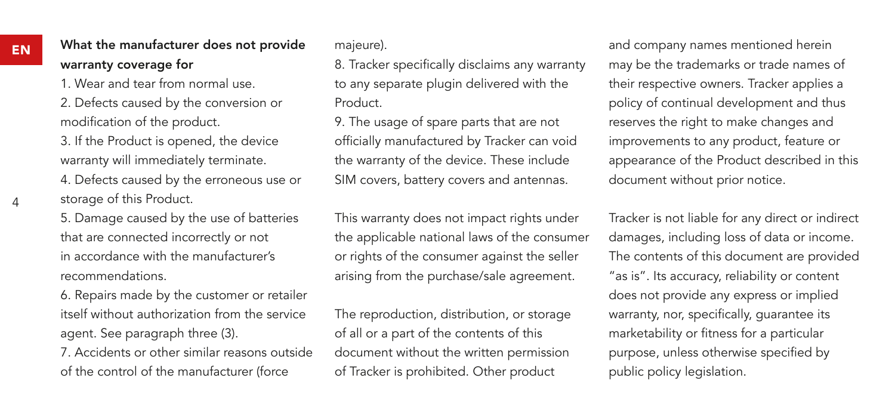## What the manufacturer does not provide warranty coverage for

1. Wear and tear from normal use.
2. Defects caused by the conversion or modification of the product.
3. If the Product is opened, the device warranty will immediately terminate.
4. Defects caused by the erroneous use or storage of this Product.
5. Damage caused by the use of batteries that are connected incorrectly or not in accordance with the manufacturer's recommendations.
6. Repairs made by the customer or retailer itself without authorization from the service agent. See paragraph three (3).
7. Accidents or other similar reasons outside of the control of the manufacturer (force majeure).
8. Tracker specifically disclaims any warranty to any separate plugin delivered with the Product.
9. The usage of spare parts that are not officially manufactured by Tracker can void the warranty of the device. These include SIM covers, battery covers and antennas.

This warranty does not impact rights under the applicable national laws of the consumer or rights of the consumer against the seller arising from the purchase/sale agreement.

The reproduction, distribution, or storage of all or a part of the contents of this document without the written permission of Tracker is prohibited. Other product and company names mentioned herein may be the trademarks or trade names of their respective owners. Tracker applies a policy of continual development and thus reserves the right to make changes and improvements to any product, feature or appearance of the Product described in this document without prior notice.

Tracker is not liable for any direct or indirect damages, including loss of data or income. The contents of this document are provided "as is". Its accuracy, reliability or content does not provide any express or implied warranty, nor, specifically, guarantee its marketability or fitness for a particular purpose, unless otherwise specified by public policy legislation.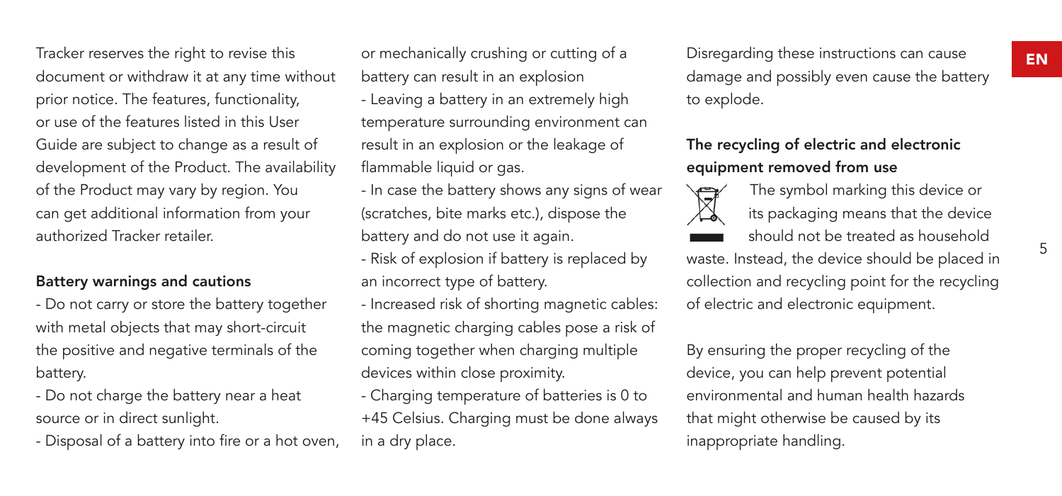Tracker reserves the right to revise this document or withdraw it at any time without prior notice. The features, functionality, or use of the features listed in this User Guide are subject to change as a result of development of the Product. The availability of the Product may vary by region. You can get additional information from your authorized Tracker retailer.

**Battery warnings and cautions**

- Do not carry or store the battery together with metal objects that may short-circuit the positive and negative terminals of the battery.
- Do not charge the battery near a heat source or in direct sunlight.
- Disposal of a battery into fire or a hot oven, or mechanically crushing or cutting of a battery can result in an explosion
- Leaving a battery in an extremely high temperature surrounding environment can result in an explosion or the leakage of flammable liquid or gas.
- In case the battery shows any signs of wear (scratches, bite marks etc.), dispose the battery and do not use it again.
- Risk of explosion if battery is replaced by an incorrect type of battery.
- Increased risk of shorting magnetic cables: the magnetic charging cables pose a risk of coming together when charging multiple devices within close proximity.
- Charging temperature of batteries is 0 to +45 Celsius. Charging must be done always in a dry place.

Disregarding these instructions can cause damage and possibly even cause the battery to explode.

**The recycling of electric and electronic equipment removed from use**

The symbol marking this device or its packaging means that the device should not be treated as household waste. Instead, the device should be placed in collection and recycling point for the recycling of electric and electronic equipment.

By ensuring the proper recycling of the device, you can help prevent potential environmental and human health hazards that might otherwise be caused by its inappropriate handling.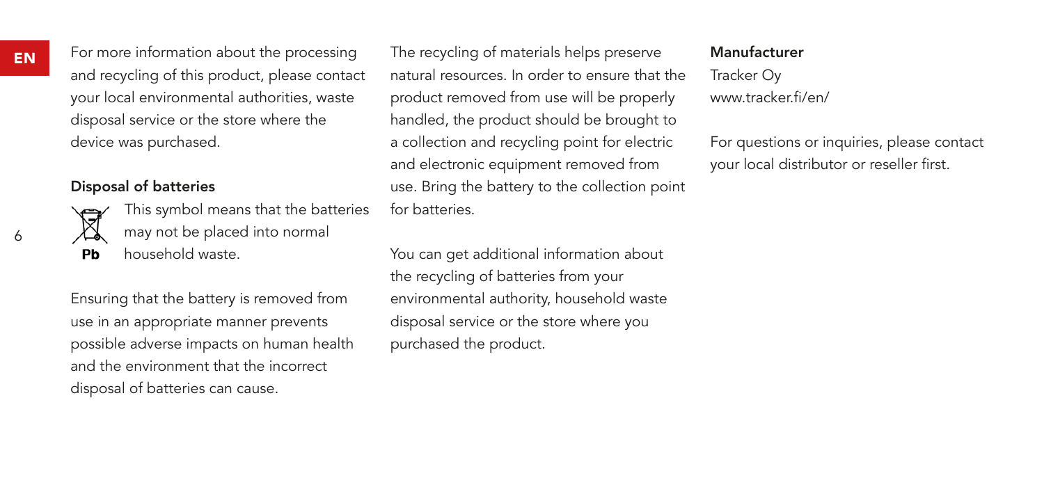For more information about the processing and recycling of this product, please contact your local environmental authorities, waste disposal service or the store where the device was purchased.

### Disposal of batteries

This symbol means that the batteries may not be placed into normal household waste.

Pb

Ensuring that the battery is removed from use in an appropriate manner prevents possible adverse impacts on human health and the environment that the incorrect disposal of batteries can cause.

The recycling of materials helps preserve natural resources. In order to ensure that the product removed from use will be properly handled, the product should be brought to a collection and recycling point for electric and electronic equipment removed from use. Bring the battery to the collection point for batteries.

You can get additional information about the recycling of batteries from your environmental authority, household waste disposal service or the store where you purchased the product.

### Manufacturer

Tracker Oy
www.tracker.fi/en/

For questions or inquiries, please contact your local distributor or reseller first.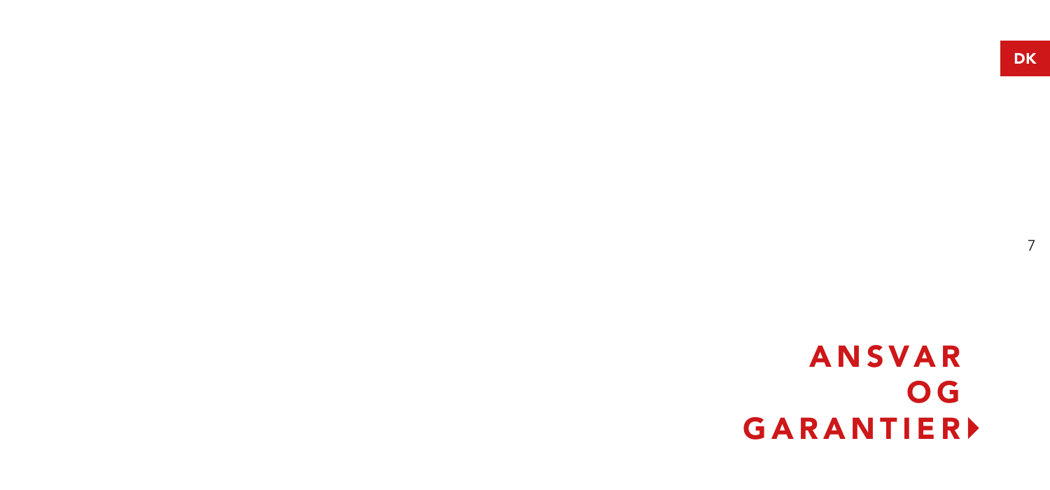# ANSVAR OG GARANTIER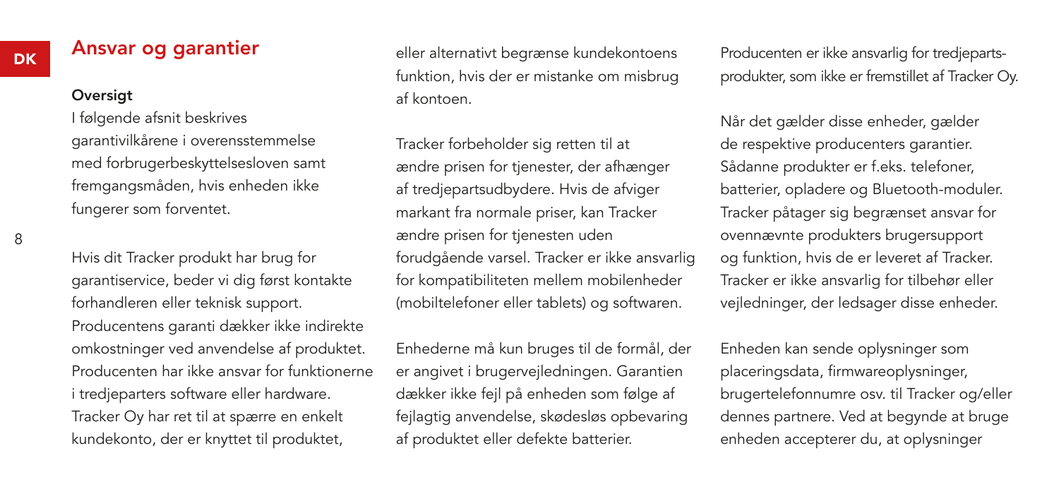## Ansvar og garantier

**Oversigt**

I følgende afsnit beskrives garantivilkårene i overensstemmelse med forbrugerbeskyttelsesloven samt fremgangsmåden, hvis enheden ikke fungerer som forventet.

Hvis dit Tracker produkt har brug for garantiservice, beder vi dig først kontakte forhandleren eller teknisk support. Producentens garanti dækker ikke indirekte omkostninger ved anvendelse af produktet. Producenten har ikke ansvar for funktionerne i tredjeparters software eller hardware. Tracker Oy har ret til at spærre en enkelt kundekonto, der er knyttet til produktet, eller alternativt begrænse kundekontoens funktion, hvis der er mistanke om misbrug af kontoen.

Tracker forbeholder sig retten til at ændre prisen for tjenester, der afhænger af tredjepartsudbydere. Hvis de afviger markant fra normale priser, kan Tracker ændre prisen for tjenesten uden forudgående varsel. Tracker er ikke ansvarlig for kompatibiliteten mellem mobilenheder (mobiltelefoner eller tablets) og softwaren.

Enhederne må kun bruges til de formål, der er angivet i brugervejledningen. Garantien dækker ikke fejl på enheden som følge af fejlagtig anvendelse, skødesløs opbevaring af produktet eller defekte batterier.

Producenten er ikke ansvarlig for tredjepartsprodukter, som ikke er fremstillet af Tracker Oy.

Når det gælder disse enheder, gælder de respektive producenters garantier. Sådanne produkter er f.eks. telefoner, batterier, opladere og Bluetooth-moduler. Tracker påtager sig begrænset ansvar for ovennævnte produkters brugersupport og funktion, hvis de er leveret af Tracker. Tracker er ikke ansvarlig for tilbehør eller vejledninger, der ledsager disse enheder.

Enheden kan sende oplysninger som placeringsdata, firmwareoplysninger, brugertelefonnumre osv. til Tracker og/eller dennes partnere. Ved at begynde at bruge enheden accepterer du, at oplysninger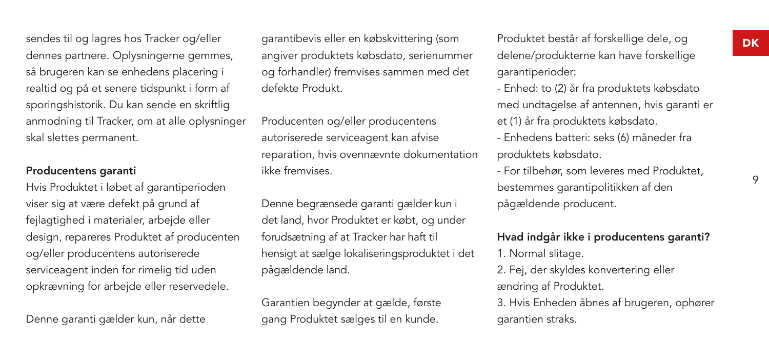sendes til og lagres hos Tracker og/eller dennes partnere. Oplysningerne gemmes, så brugeren kan se enhedens placering i realtid og på et senere tidspunkt i form af sporingshistorik. Du kan sende en skriftlig anmodning til Tracker, om at alle oplysninger skal slettes permanent.

**Producentens garanti**

Hvis Produktet i løbet af garantiperioden viser sig at være defekt på grund af fejlagtighed i materialer, arbejde eller design, repareres Produktet af producenten og/eller producentens autoriserede serviceagent inden for rimelig tid uden opkrævning for arbejde eller reservedele.

Denne garanti gælder kun, når dette garantibevis eller en købskvittering (som angiver produktets købsdato, serienummer og forhandler) fremvises sammen med det defekte Produkt.

Producenten og/eller producentens autoriserede serviceagent kan afvise reparation, hvis ovennævnte dokumentation ikke fremvises.

Denne begrænsede garanti gælder kun i det land, hvor Produktet er købt, og under forudsætning af at Tracker har haft til hensigt at sælge lokaliseringsproduktet i det pågældende land.

Garantien begynder at gælde, første gang Produktet sælges til en kunde.

Produktet består af forskellige dele, og delene/produkterne kan have forskellige garantiperioder:

- Enhed: to (2) år fra produktets købsdato med undtagelse af antennen, hvis garanti er et (1) år fra produktets købsdato.
- Enhedens batteri: seks (6) måneder fra produktets købsdato.
- For tilbehør, som leveres med Produktet, bestemmes garantipolitikken af den pågældende producent.

**Hvad indgår ikke i producentens garanti?**

1. Normal slitage.
2. Fej, der skyldes konvertering eller ændring af Produktet.
3. Hvis Enheden åbnes af brugeren, ophører garantien straks.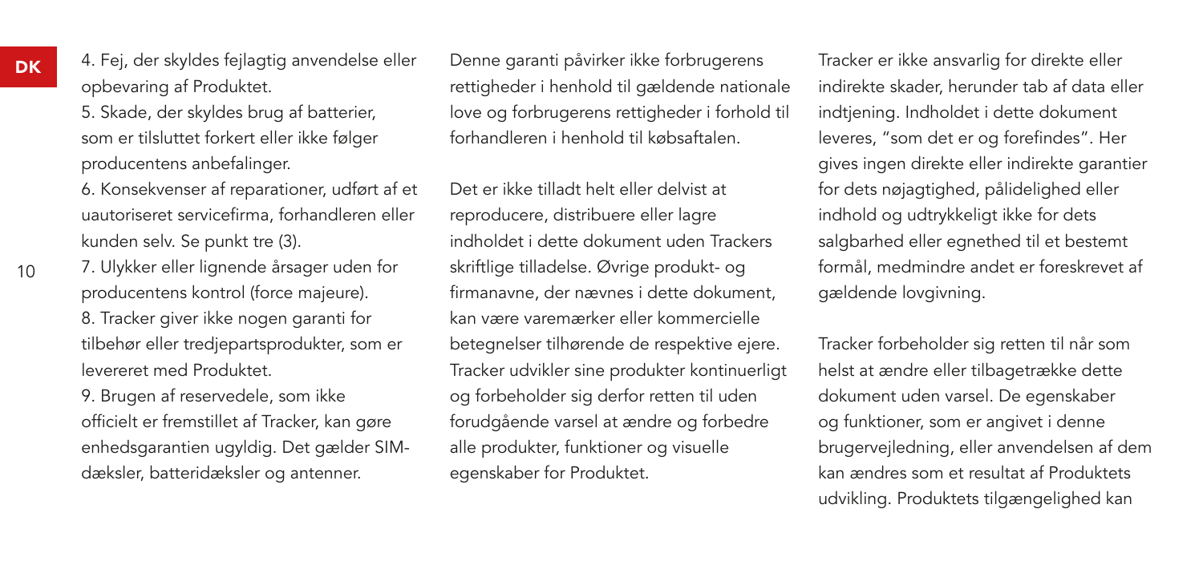4. Fej, der skyldes fejlagtig anvendelse eller opbevaring af Produktet.
5. Skade, der skyldes brug af batterier, som er tilsluttet forkert eller ikke følger producentens anbefalinger.
6. Konsekvenser af reparationer, udført af et uautoriseret servicefirma, forhandleren eller kunden selv. Se punkt tre (3).
7. Ulykker eller lignende årsager uden for producentens kontrol (force majeure).
8. Tracker giver ikke nogen garanti for tilbehør eller tredjepartsprodukter, som er levereret med Produktet.
9. Brugen af reservedele, som ikke officielt er fremstillet af Tracker, kan gøre enhedsgarantien ugyldig. Det gælder SIM-dæksler, batteridæksler og antenner.

Denne garanti påvirker ikke forbrugerens rettigheder i henhold til gældende nationale love og forbrugerens rettigheder i forhold til forhandleren i henhold til købsaftalen.

Det er ikke tilladt helt eller delvist at reproducere, distribuere eller lagre indholdet i dette dokument uden Trackers skriftlige tilladelse. Øvrige produkt- og firmanavne, der nævnes i dette dokument, kan være varemærker eller kommercielle betegnelser tilhørende de respektive ejere. Tracker udvikler sine produkter kontinuerligt og forbeholder sig derfor retten til uden forudgående varsel at ændre og forbedre alle produkter, funktioner og visuelle egenskaber for Produktet.

Tracker er ikke ansvarlig for direkte eller indirekte skader, herunder tab af data eller indtjening. Indholdet i dette dokument leveres, "som det er og forefindes". Her gives ingen direkte eller indirekte garantier for dets nøjagtighed, pålidelighed eller indhold og udtrykkeligt ikke for dets salgbarhed eller egnethed til et bestemt formål, medmindre andet er foreskrevet af gældende lovgivning.

Tracker forbeholder sig retten til når som helst at ændre eller tilbagetrække dette dokument uden varsel. De egenskaber og funktioner, som er angivet i denne brugervejledning, eller anvendelsen af dem kan ændres som et resultat af Produktets udvikling. Produktets tilgængelighed kan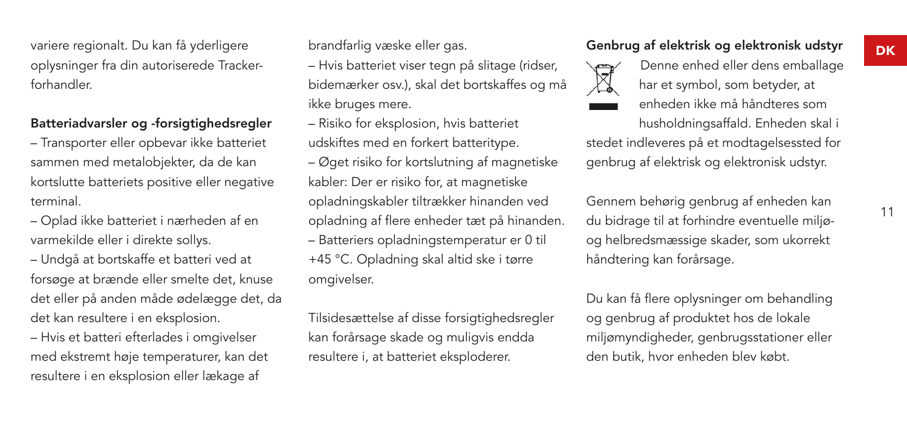variere regionalt. Du kan få yderligere oplysninger fra din autoriserede Tracker-forhandler.

## Batteriadvarsler og -forsigtighedsregler

– Transporter eller opbevar ikke batteriet sammen med metalobjekter, da de kan kortslutte batteriets positive eller negative terminal.

– Oplad ikke batteriet i nærheden af en varmekilde eller i direkte sollys.

– Undgå at bortskaffe et batteri ved at forsøge at brænde eller smelte det, knuse det eller på anden måde ødelægge det, da det kan resultere i en eksplosion.

– Hvis et batteri efterlades i omgivelser med ekstremt høje temperaturer, kan det resultere i en eksplosion eller lækage af brandfarlig væske eller gas.

– Hvis batteriet viser tegn på slitage (ridser, bidemærker osv.), skal det bortskaffes og må ikke bruges mere.

– Risiko for eksplosion, hvis batteriet udskiftes med en forkert batteritype.

– Øget risiko for kortslutning af magnetiske kabler: Der er risiko for, at magnetiske opladningskabler tiltrækker hinanden ved opladning af flere enheder tæt på hinanden.

– Batteriers opladningstemperatur er 0 til +45 °C. Opladning skal altid ske i tørre omgivelser.

Tilsidesættelse af disse forsigtighedsregler kan forårsage skade og muligvis endda resultere i, at batteriet eksploderer.

## Genbrug af elektrisk og elektronisk udstyr

Denne enhed eller dens emballage har et symbol, som betyder, at enheden ikke må håndteres som husholdningsaffald. Enheden skal i stedet indleveres på et modtagelsessted for genbrug af elektrisk og elektronisk udstyr.

Gennem behørig genbrug af enheden kan du bidrage til at forhindre eventuelle miljø- og helbredsmæssige skader, som ukorrekt håndtering kan forårsage.

Du kan få flere oplysninger om behandling og genbrug af produktet hos de lokale miljømyndigheder, genbrugsstationer eller den butik, hvor enheden blev købt.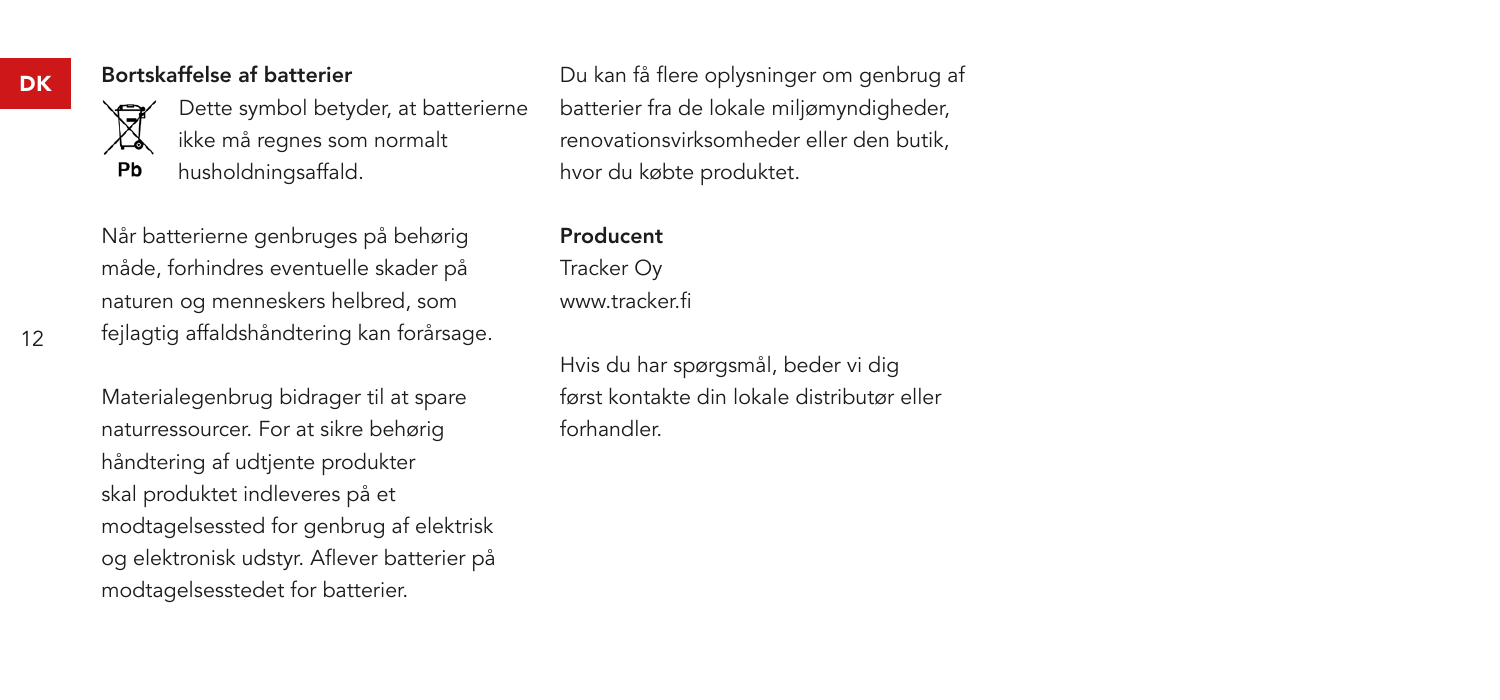## Bortskaffelse af batterier

Pb

Dette symbol betyder, at batterierne ikke må regnes som normalt husholdningsaffald.

Når batterierne genbruges på behørig måde, forhindres eventuelle skader på naturen og menneskers helbred, som fejlagtig affaldshåndtering kan forårsage.

Materialegenbrug bidrager til at spare naturressourcer. For at sikre behørig håndtering af udtjente produkter skal produktet indleveres på et modtagelsessted for genbrug af elektrisk og elektronisk udstyr. Aflever batterier på modtagelsesstedet for batterier.

Du kan få flere oplysninger om genbrug af batterier fra de lokale miljømyndigheder, renovationsvirksomheder eller den butik, hvor du købte produktet.

**Producent**
Tracker Oy
www.tracker.fi

Hvis du har spørgsmål, beder vi dig først kontakte din lokale distributør eller forhandler.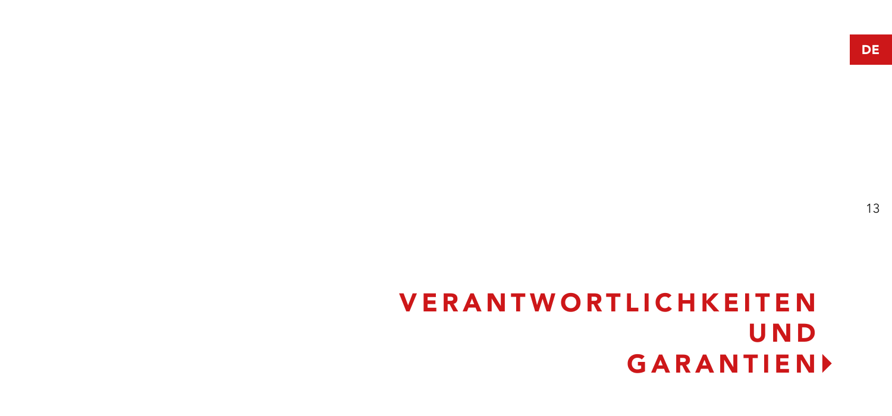# VERANTWORTLICHKEITEN UND GARANTIEN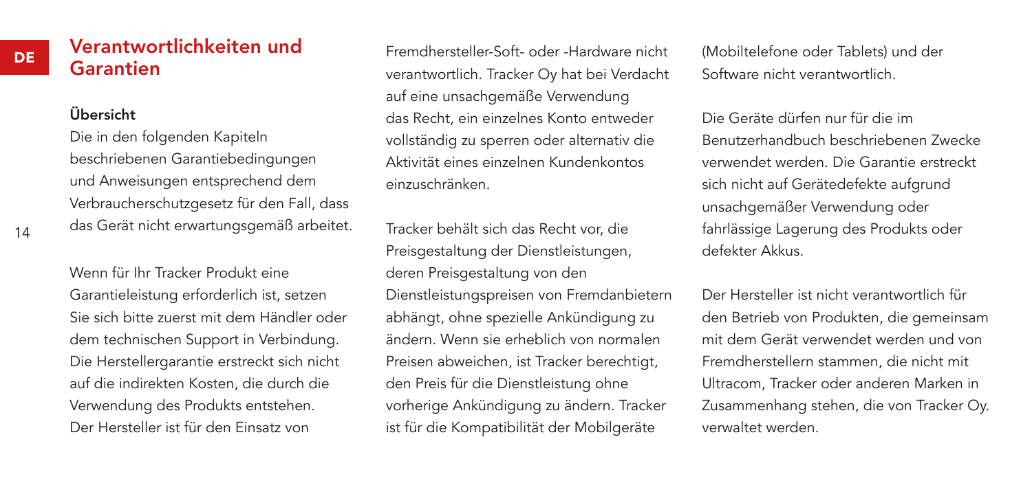## Verantwortlichkeiten und Garantien

### Übersicht

Die in den folgenden Kapiteln beschriebenen Garantiebedingungen und Anweisungen entsprechend dem Verbraucherschutzgesetz für den Fall, dass das Gerät nicht erwartungsgemäß arbeitet.

Wenn für Ihr Tracker Produkt eine Garantieleistung erforderlich ist, setzen Sie sich bitte zuerst mit dem Händler oder dem technischen Support in Verbindung. Die Herstellergarantie erstreckt sich nicht auf die indirekten Kosten, die durch die Verwendung des Produkts entstehen. Der Hersteller ist für den Einsatz von Fremdhersteller-Soft- oder -Hardware nicht verantwortlich. Tracker Oy hat bei Verdacht auf eine unsachgemäße Verwendung das Recht, ein einzelnes Konto entweder vollständig zu sperren oder alternativ die Aktivität eines einzelnen Kundenkontos einzuschränken.

Tracker behält sich das Recht vor, die Preisgestaltung der Dienstleistungen, deren Preisgestaltung von den Dienstleistungspreisen von Fremdanbietern abhängt, ohne spezielle Ankündigung zu ändern. Wenn sie erheblich von normalen Preisen abweichen, ist Tracker berechtigt, den Preis für die Dienstleistung ohne vorherige Ankündigung zu ändern. Tracker ist für die Kompatibilität der Mobilgeräte (Mobiltelefone oder Tablets) und der Software nicht verantwortlich.

Die Geräte dürfen nur für die im Benutzerhandbuch beschriebenen Zwecke verwendet werden. Die Garantie erstreckt sich nicht auf Gerätedefekte aufgrund unsachgemäßer Verwendung oder fahrlässige Lagerung des Produkts oder defekter Akkus.

Der Hersteller ist nicht verantwortlich für den Betrieb von Produkten, die gemeinsam mit dem Gerät verwendet werden und von Fremdherstellern stammen, die nicht mit Ultracom, Tracker oder anderen Marken in Zusammenhang stehen, die von Tracker Oy. verwaltet werden.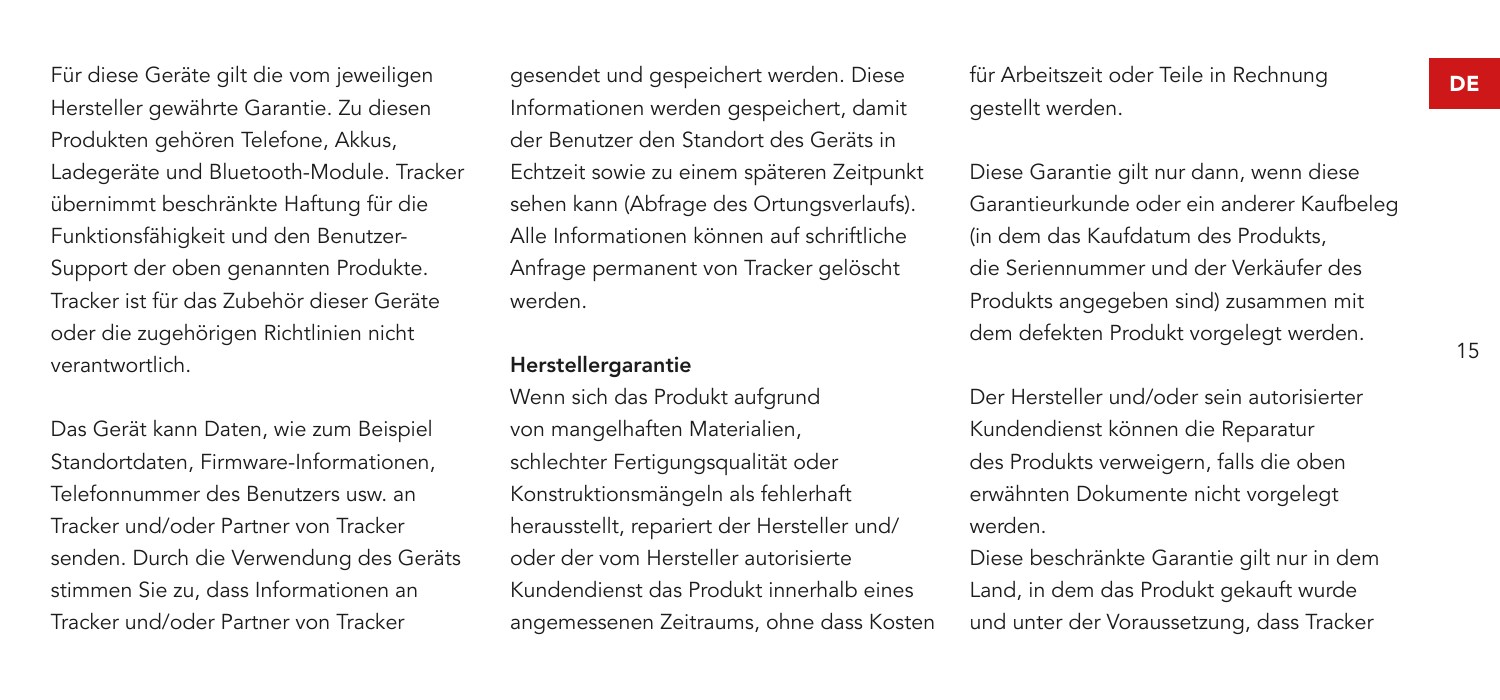Für diese Geräte gilt die vom jeweiligen Hersteller gewährte Garantie. Zu diesen Produkten gehören Telefone, Akkus, Ladegeräte und Bluetooth-Module. Tracker übernimmt beschränkte Haftung für die Funktionsfähigkeit und den Benutzer-Support der oben genannten Produkte. Tracker ist für das Zubehör dieser Geräte oder die zugehörigen Richtlinien nicht verantwortlich.

Das Gerät kann Daten, wie zum Beispiel Standortdaten, Firmware-Informationen, Telefonnummer des Benutzers usw. an Tracker und/oder Partner von Tracker senden. Durch die Verwendung des Geräts stimmen Sie zu, dass Informationen an Tracker und/oder Partner von Tracker gesendet und gespeichert werden. Diese Informationen werden gespeichert, damit der Benutzer den Standort des Geräts in Echtzeit sowie zu einem späteren Zeitpunkt sehen kann (Abfrage des Ortungsverlaufs). Alle Informationen können auf schriftliche Anfrage permanent von Tracker gelöscht werden.

**Herstellergarantie**

Wenn sich das Produkt aufgrund von mangelhaften Materialien, schlechter Fertigungsqualität oder Konstruktionsmängeln als fehlerhaft herausstellt, repariert der Hersteller und/oder der vom Hersteller autorisierte Kundendienst das Produkt innerhalb eines angemessenen Zeitraums, ohne dass Kosten für Arbeitszeit oder Teile in Rechnung gestellt werden.

Diese Garantie gilt nur dann, wenn diese Garantieurkunde oder ein anderer Kaufbeleg (in dem das Kaufdatum des Produkts, die Seriennummer und der Verkäufer des Produkts angegeben sind) zusammen mit dem defekten Produkt vorgelegt werden.

Der Hersteller und/oder sein autorisierter Kundendienst können die Reparatur des Produkts verweigern, falls die oben erwähnten Dokumente nicht vorgelegt werden.

Diese beschränkte Garantie gilt nur in dem Land, in dem das Produkt gekauft wurde und unter der Voraussetzung, dass Tracker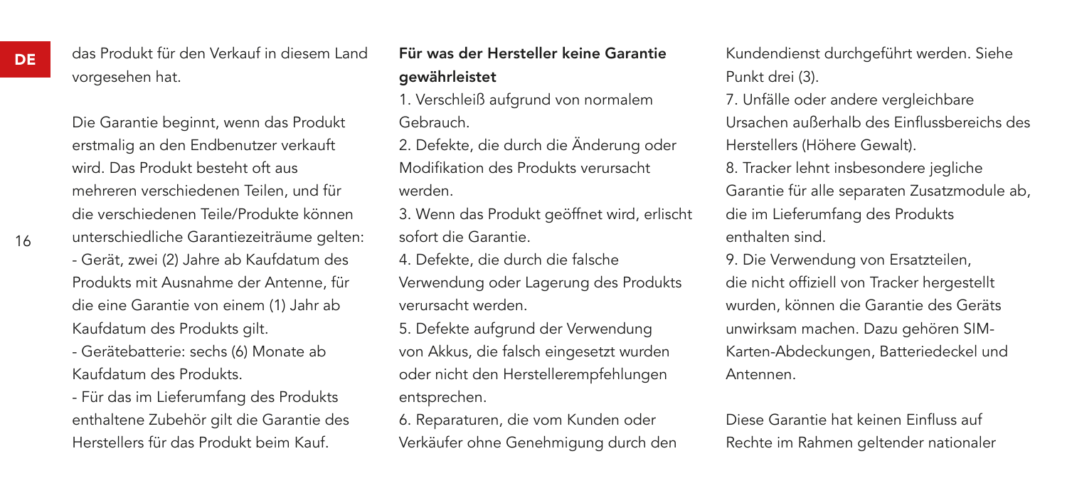das Produkt für den Verkauf in diesem Land vorgesehen hat.

Die Garantie beginnt, wenn das Produkt erstmalig an den Endbenutzer verkauft wird. Das Produkt besteht oft aus mehreren verschiedenen Teilen, und für die verschiedenen Teile/Produkte können unterschiedliche Garantiezeiträume gelten:

- Gerät, zwei (2) Jahre ab Kaufdatum des Produkts mit Ausnahme der Antenne, für die eine Garantie von einem (1) Jahr ab Kaufdatum des Produkts gilt.
- Gerätebatterie: sechs (6) Monate ab Kaufdatum des Produkts.
- Für das im Lieferumfang des Produkts enthaltene Zubehör gilt die Garantie des Herstellers für das Produkt beim Kauf.

**Für was der Hersteller keine Garantie gewährleistet**

1. Verschleiß aufgrund von normalem Gebrauch.
2. Defekte, die durch die Änderung oder Modifikation des Produkts verursacht werden.
3. Wenn das Produkt geöffnet wird, erlischt sofort die Garantie.
4. Defekte, die durch die falsche Verwendung oder Lagerung des Produkts verursacht werden.
5. Defekte aufgrund der Verwendung von Akkus, die falsch eingesetzt wurden oder nicht den Herstellerempfehlungen entsprechen.
6. Reparaturen, die vom Kunden oder Verkäufer ohne Genehmigung durch den Kundendienst durchgeführt werden. Siehe Punkt drei (3).
7. Unfälle oder andere vergleichbare Ursachen außerhalb des Einflussbereichs des Herstellers (Höhere Gewalt).
8. Tracker lehnt insbesondere jegliche Garantie für alle separaten Zusatzmodule ab, die im Lieferumfang des Produkts enthalten sind.
9. Die Verwendung von Ersatzteilen, die nicht offiziell von Tracker hergestellt wurden, können die Garantie des Geräts unwirksam machen. Dazu gehören SIM-Karten-Abdeckungen, Batteriedeckel und Antennen.

Diese Garantie hat keinen Einfluss auf Rechte im Rahmen geltender nationaler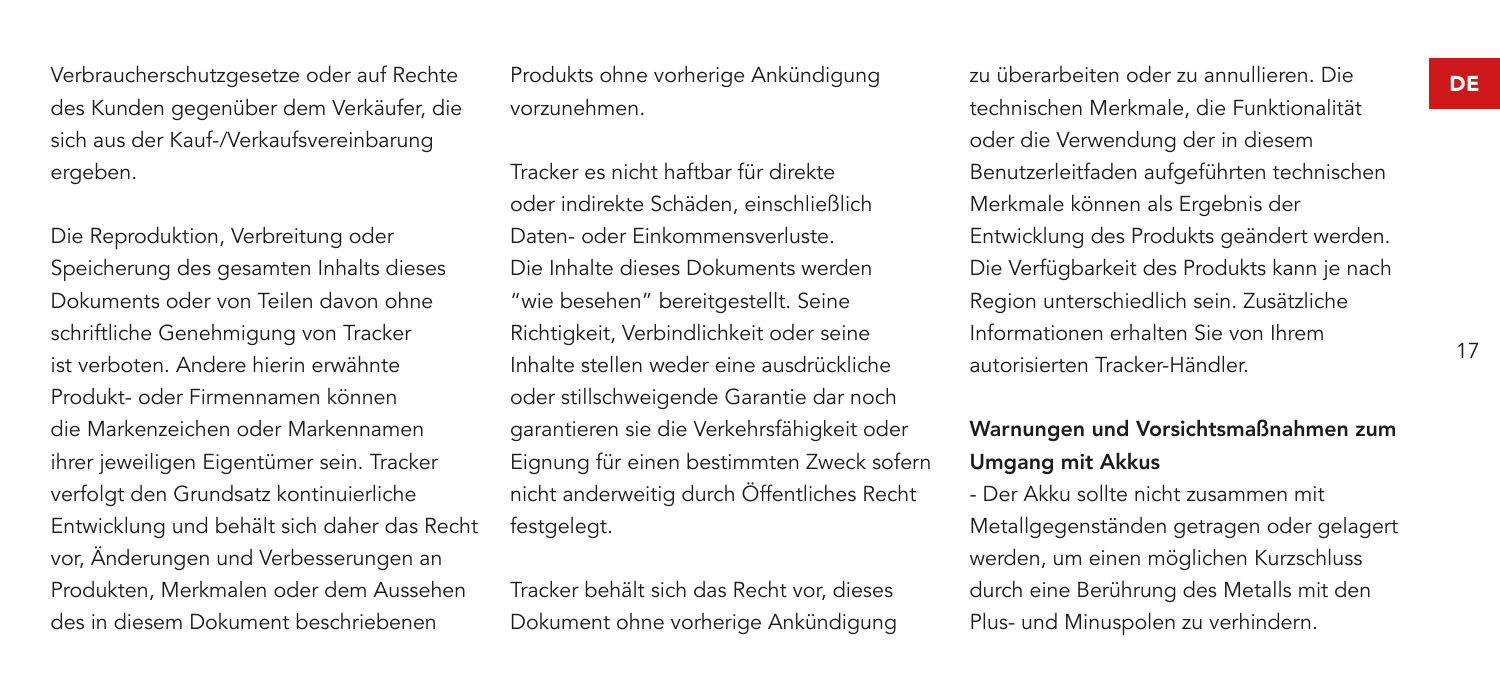Verbraucherschutzgesetze oder auf Rechte des Kunden gegenüber dem Verkäufer, die sich aus der Kauf-/Verkaufsvereinbarung ergeben.

Die Reproduktion, Verbreitung oder Speicherung des gesamten Inhalts dieses Dokuments oder von Teilen davon ohne schriftliche Genehmigung von Tracker ist verboten. Andere hierin erwähnte Produkt- oder Firmennamen können die Markenzeichen oder Markennamen ihrer jeweiligen Eigentümer sein. Tracker verfolgt den Grundsatz kontinuierliche Entwicklung und behält sich daher das Recht vor, Änderungen und Verbesserungen an Produkten, Merkmalen oder dem Aussehen des in diesem Dokument beschriebenen Produkts ohne vorherige Ankündigung vorzunehmen.

Tracker es nicht haftbar für direkte oder indirekte Schäden, einschließlich Daten- oder Einkommensverluste. Die Inhalte dieses Dokuments werden "wie besehen" bereitgestellt. Seine Richtigkeit, Verbindlichkeit oder seine Inhalte stellen weder eine ausdrückliche oder stillschweigende Garantie dar noch garantieren sie die Verkehrsfähigkeit oder Eignung für einen bestimmten Zweck sofern nicht anderweitig durch Öffentliches Recht festgelegt.

Tracker behält sich das Recht vor, dieses Dokument ohne vorherige Ankündigung zu überarbeiten oder zu annullieren. Die technischen Merkmale, die Funktionalität oder die Verwendung der in diesem Benutzerleitfaden aufgeführten technischen Merkmale können als Ergebnis der Entwicklung des Produkts geändert werden. Die Verfügbarkeit des Produkts kann je nach Region unterschiedlich sein. Zusätzliche Informationen erhalten Sie von Ihrem autorisierten Tracker-Händler.

**Warnungen und Vorsichtsmaßnahmen zum Umgang mit Akkus**

- Der Akku sollte nicht zusammen mit Metallgegenständen getragen oder gelagert werden, um einen möglichen Kurzschluss durch eine Berührung des Metalls mit den Plus- und Minuspolen zu verhindern.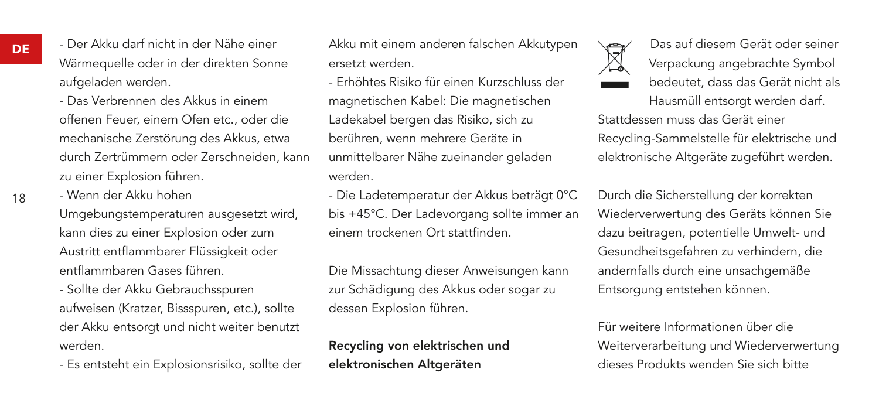- Der Akku darf nicht in der Nähe einer Wärmequelle oder in der direkten Sonne aufgeladen werden.

- Das Verbrennen des Akkus in einem offenen Feuer, einem Ofen etc., oder die mechanische Zerstörung des Akkus, etwa durch Zertrümmern oder Zerschneiden, kann zu einer Explosion führen.

- Wenn der Akku hohen Umgebungstemperaturen ausgesetzt wird, kann dies zu einer Explosion oder zum Austritt entflammbarer Flüssigkeit oder entflammbaren Gases führen.

- Sollte der Akku Gebrauchsspuren aufweisen (Kratzer, Bissspuren, etc.), sollte der Akku entsorgt und nicht weiter benutzt werden.

- Es entsteht ein Explosionsrisiko, sollte der Akku mit einem anderen falschen Akkutypen ersetzt werden.

- Erhöhtes Risiko für einen Kurzschluss der magnetischen Kabel: Die magnetischen Ladekabel bergen das Risiko, sich zu berühren, wenn mehrere Geräte in unmittelbarer Nähe zueinander geladen werden.

- Die Ladetemperatur der Akkus beträgt 0°C bis +45°C. Der Ladevorgang sollte immer an einem trockenen Ort stattfinden.

Die Missachtung dieser Anweisungen kann zur Schädigung des Akkus oder sogar zu dessen Explosion führen.

**Recycling von elektrischen und elektronischen Altgeräten**

Das auf diesem Gerät oder seiner Verpackung angebrachte Symbol bedeutet, dass das Gerät nicht als Hausmüll entsorgt werden darf. Stattdessen muss das Gerät einer Recycling-Sammelstelle für elektrische und elektronische Altgeräte zugeführt werden.

Durch die Sicherstellung der korrekten Wiederverwertung des Geräts können Sie dazu beitragen, potentielle Umwelt- und Gesundheitsgefahren zu verhindern, die andernfalls durch eine unsachgemäße Entsorgung entstehen können.

Für weitere Informationen über die Weiterverarbeitung und Wiederverwertung dieses Produkts wenden Sie sich bitte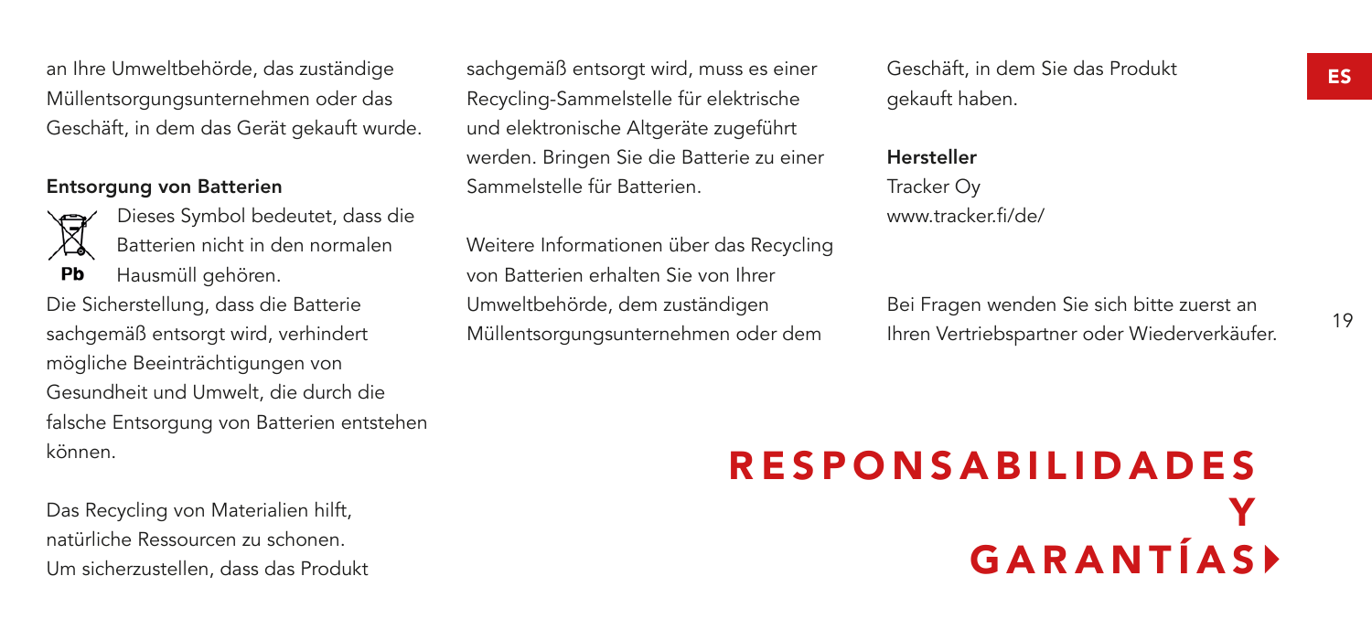an Ihre Umweltbehörde, das zuständige Müllentsorgungsunternehmen oder das Geschäft, in dem das Gerät gekauft wurde.

**Entsorgung von Batterien**

Pb

Dieses Symbol bedeutet, dass die Batterien nicht in den normalen Hausmüll gehören.

Die Sicherstellung, dass die Batterie sachgemäß entsorgt wird, verhindert mögliche Beeinträchtigungen von Gesundheit und Umwelt, die durch die falsche Entsorgung von Batterien entstehen können.

Das Recycling von Materialien hilft, natürliche Ressourcen zu schonen. Um sicherzustellen, dass das Produkt sachgemäß entsorgt wird, muss es einer Recycling-Sammelstelle für elektrische und elektronische Altgeräte zugeführt werden. Bringen Sie die Batterie zu einer Sammelstelle für Batterien.

Weitere Informationen über das Recycling von Batterien erhalten Sie von Ihrer Umweltbehörde, dem zuständigen Müllentsorgungsunternehmen oder dem Geschäft, in dem Sie das Produkt gekauft haben.

**Hersteller**
Tracker Oy
www.tracker.fi/de/

Bei Fragen wenden Sie sich bitte zuerst an Ihren Vertriebspartner oder Wiederverkäufer.

# RESPONSABILIDADES Y GARANTÍAS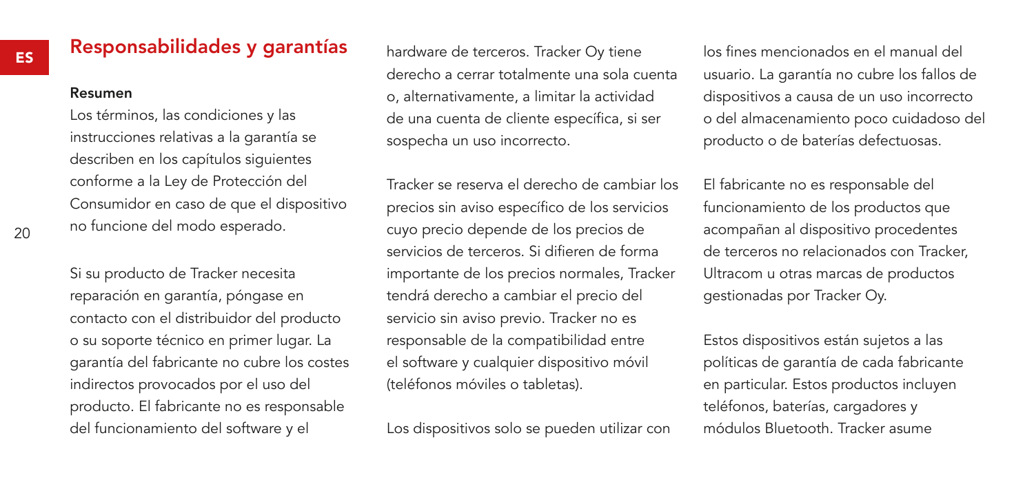## Responsabilidades y garantías

### Resumen

Los términos, las condiciones y las instrucciones relativas a la garantía se describen en los capítulos siguientes conforme a la Ley de Protección del Consumidor en caso de que el dispositivo no funcione del modo esperado.

Si su producto de Tracker necesita reparación en garantía, póngase en contacto con el distribuidor del producto o su soporte técnico en primer lugar. La garantía del fabricante no cubre los costes indirectos provocados por el uso del producto. El fabricante no es responsable del funcionamiento del software y el hardware de terceros. Tracker Oy tiene derecho a cerrar totalmente una sola cuenta o, alternativamente, a limitar la actividad de una cuenta de cliente específica, si ser sospecha un uso incorrecto.

Tracker se reserva el derecho de cambiar los precios sin aviso específico de los servicios cuyo precio depende de los precios de servicios de terceros. Si difieren de forma importante de los precios normales, Tracker tendrá derecho a cambiar el precio del servicio sin aviso previo. Tracker no es responsable de la compatibilidad entre el software y cualquier dispositivo móvil (teléfonos móviles o tabletas).

Los dispositivos solo se pueden utilizar con los fines mencionados en el manual del usuario. La garantía no cubre los fallos de dispositivos a causa de un uso incorrecto o del almacenamiento poco cuidadoso del producto o de baterías defectuosas.

El fabricante no es responsable del funcionamiento de los productos que acompañan al dispositivo procedentes de terceros no relacionados con Tracker, Ultracom u otras marcas de productos gestionadas por Tracker Oy.

Estos dispositivos están sujetos a las políticas de garantía de cada fabricante en particular. Estos productos incluyen teléfonos, baterías, cargadores y módulos Bluetooth. Tracker asume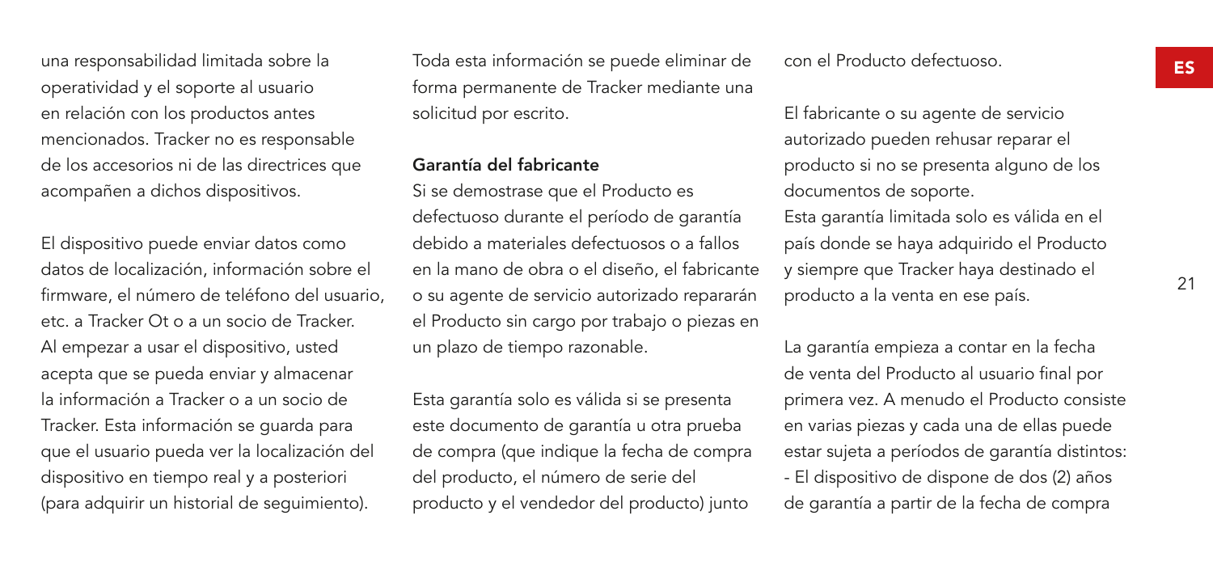una responsabilidad limitada sobre la operatividad y el soporte al usuario en relación con los productos antes mencionados. Tracker no es responsable de los accesorios ni de las directrices que acompañen a dichos dispositivos.

El dispositivo puede enviar datos como datos de localización, información sobre el firmware, el número de teléfono del usuario, etc. a Tracker Ot o a un socio de Tracker. Al empezar a usar el dispositivo, usted acepta que se pueda enviar y almacenar la información a Tracker o a un socio de Tracker. Esta información se guarda para que el usuario pueda ver la localización del dispositivo en tiempo real y a posteriori (para adquirir un historial de seguimiento).

Toda esta información se puede eliminar de forma permanente de Tracker mediante una solicitud por escrito.

**Garantía del fabricante**

Si se demostrase que el Producto es defectuoso durante el período de garantía debido a materiales defectuosos o a fallos en la mano de obra o el diseño, el fabricante o su agente de servicio autorizado repararán el Producto sin cargo por trabajo o piezas en un plazo de tiempo razonable.

Esta garantía solo es válida si se presenta este documento de garantía u otra prueba de compra (que indique la fecha de compra del producto, el número de serie del producto y el vendedor del producto) junto con el Producto defectuoso.

El fabricante o su agente de servicio autorizado pueden rehusar reparar el producto si no se presenta alguno de los documentos de soporte.
Esta garantía limitada solo es válida en el país donde se haya adquirido el Producto y siempre que Tracker haya destinado el producto a la venta en ese país.

La garantía empieza a contar en la fecha de venta del Producto al usuario final por primera vez. A menudo el Producto consiste en varias piezas y cada una de ellas puede estar sujeta a períodos de garantía distintos:
- El dispositivo de dispone de dos (2) años de garantía a partir de la fecha de compra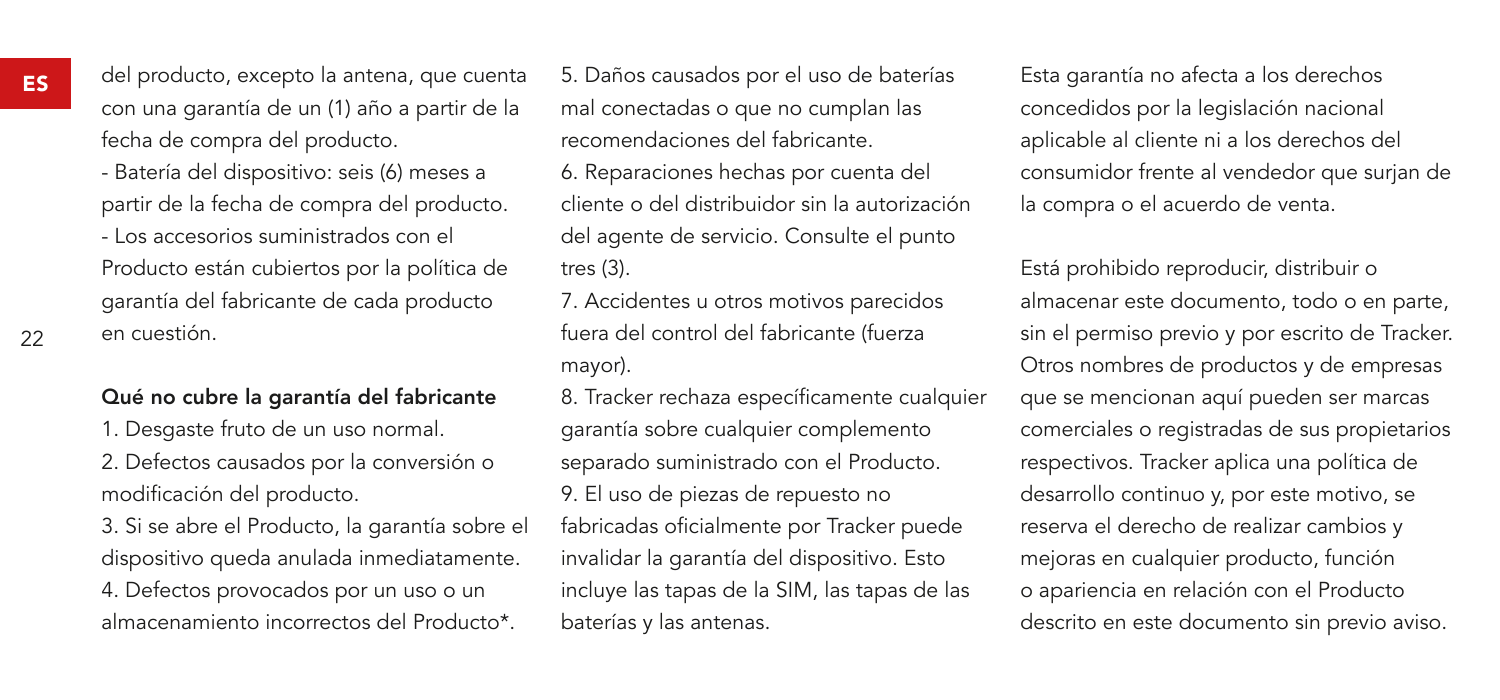del producto, excepto la antena, que cuenta con una garantía de un (1) año a partir de la fecha de compra del producto.
- Batería del dispositivo: seis (6) meses a partir de la fecha de compra del producto.
- Los accesorios suministrados con el Producto están cubiertos por la política de garantía del fabricante de cada producto en cuestión.

**Qué no cubre la garantía del fabricante**

1. Desgaste fruto de un uso normal.
2. Defectos causados por la conversión o modificación del producto.
3. Si se abre el Producto, la garantía sobre el dispositivo queda anulada inmediatamente.
4. Defectos provocados por un uso o un almacenamiento incorrectos del Producto*.
5. Daños causados por el uso de baterías mal conectadas o que no cumplan las recomendaciones del fabricante.
6. Reparaciones hechas por cuenta del cliente o del distribuidor sin la autorización del agente de servicio. Consulte el punto tres (3).
7. Accidentes u otros motivos parecidos fuera del control del fabricante (fuerza mayor).
8. Tracker rechaza específicamente cualquier garantía sobre cualquier complemento separado suministrado con el Producto.
9. El uso de piezas de repuesto no fabricadas oficialmente por Tracker puede invalidar la garantía del dispositivo. Esto incluye las tapas de la SIM, las tapas de las baterías y las antenas.

Esta garantía no afecta a los derechos concedidos por la legislación nacional aplicable al cliente ni a los derechos del consumidor frente al vendedor que surjan de la compra o el acuerdo de venta.

Está prohibido reproducir, distribuir o almacenar este documento, todo o en parte, sin el permiso previo y por escrito de Tracker. Otros nombres de productos y de empresas que se mencionan aquí pueden ser marcas comerciales o registradas de sus propietarios respectivos. Tracker aplica una política de desarrollo continuo y, por este motivo, se reserva el derecho de realizar cambios y mejoras en cualquier producto, función o apariencia en relación con el Producto descrito en este documento sin previo aviso.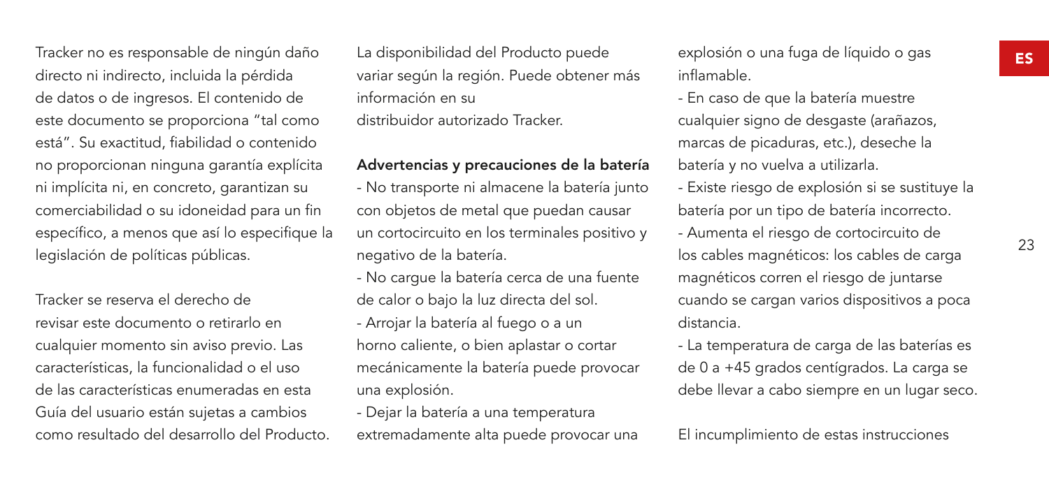Tracker no es responsable de ningún daño directo ni indirecto, incluida la pérdida de datos o de ingresos. El contenido de este documento se proporciona "tal como está". Su exactitud, fiabilidad o contenido no proporcionan ninguna garantía explícita ni implícita ni, en concreto, garantizan su comerciabilidad o su idoneidad para un fin específico, a menos que así lo especifique la legislación de políticas públicas.

Tracker se reserva el derecho de revisar este documento o retirarlo en cualquier momento sin aviso previo. Las características, la funcionalidad o el uso de las características enumeradas en esta Guía del usuario están sujetas a cambios como resultado del desarrollo del Producto.

La disponibilidad del Producto puede variar según la región. Puede obtener más información en su distribuidor autorizado Tracker.

**Advertencias y precauciones de la batería**

- No transporte ni almacene la batería junto con objetos de metal que puedan causar un cortocircuito en los terminales positivo y negativo de la batería.
- No cargue la batería cerca de una fuente de calor o bajo la luz directa del sol.
- Arrojar la batería al fuego o a un horno caliente, o bien aplastar o cortar mecánicamente la batería puede provocar una explosión.
- Dejar la batería a una temperatura extremadamente alta puede provocar una explosión o una fuga de líquido o gas inflamable.
- En caso de que la batería muestre cualquier signo de desgaste (arañazos, marcas de picaduras, etc.), deseche la batería y no vuelva a utilizarla.
- Existe riesgo de explosión si se sustituye la batería por un tipo de batería incorrecto.
- Aumenta el riesgo de cortocircuito de los cables magnéticos: los cables de carga magnéticos corren el riesgo de juntarse cuando se cargan varios dispositivos a poca distancia.
- La temperatura de carga de las baterías es de 0 a +45 grados centígrados. La carga se debe llevar a cabo siempre en un lugar seco.

El incumplimiento de estas instrucciones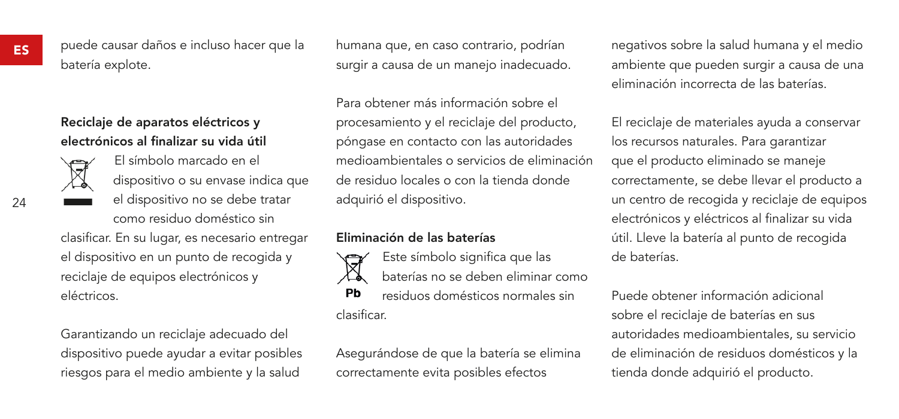puede causar daños e incluso hacer que la batería explote.

### Reciclaje de aparatos eléctricos y electrónicos al finalizar su vida útil

El símbolo marcado en el dispositivo o su envase indica que el dispositivo no se debe tratar como residuo doméstico sin clasificar. En su lugar, es necesario entregar el dispositivo en un punto de recogida y reciclaje de equipos electrónicos y eléctricos.

Garantizando un reciclaje adecuado del dispositivo puede ayudar a evitar posibles riesgos para el medio ambiente y la salud humana que, en caso contrario, podrían surgir a causa de un manejo inadecuado.

Para obtener más información sobre el procesamiento y el reciclaje del producto, póngase en contacto con las autoridades medioambientales o servicios de eliminación de residuo locales o con la tienda donde adquirió el dispositivo.

### Eliminación de las baterías

Pb

Este símbolo significa que las baterías no se deben eliminar como residuos domésticos normales sin clasificar.

Asegurándose de que la batería se elimina correctamente evita posibles efectos negativos sobre la salud humana y el medio ambiente que pueden surgir a causa de una eliminación incorrecta de las baterías.

El reciclaje de materiales ayuda a conservar los recursos naturales. Para garantizar que el producto eliminado se maneje correctamente, se debe llevar el producto a un centro de recogida y reciclaje de equipos electrónicos y eléctricos al finalizar su vida útil. Lleve la batería al punto de recogida de baterías.

Puede obtener información adicional sobre el reciclaje de baterías en sus autoridades medioambientales, su servicio de eliminación de residuos domésticos y la tienda donde adquirió el producto.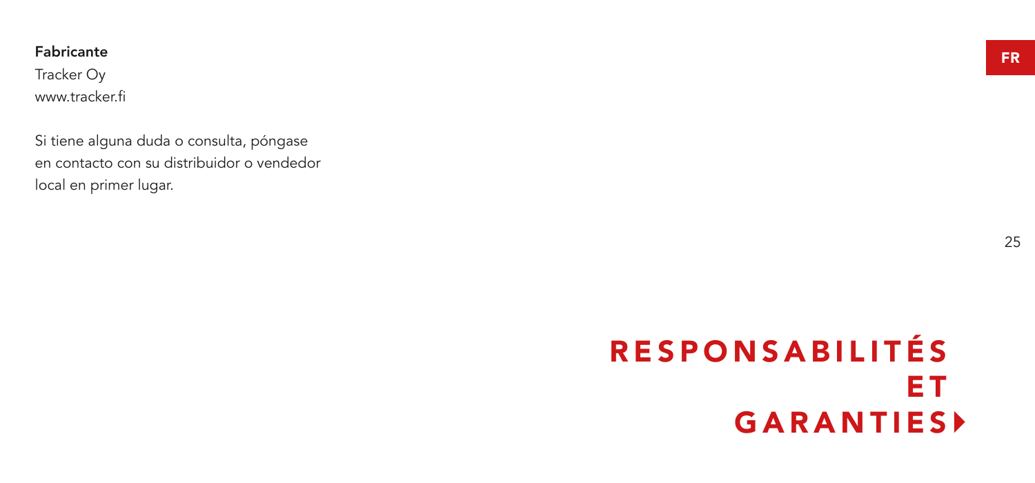**Fabricante**

Tracker Oy

www.tracker.fi

Si tiene alguna duda o consulta, póngase en contacto con su distribuidor o vendedor local en primer lugar.

# RESPONSABILITÉS ET GARANTIES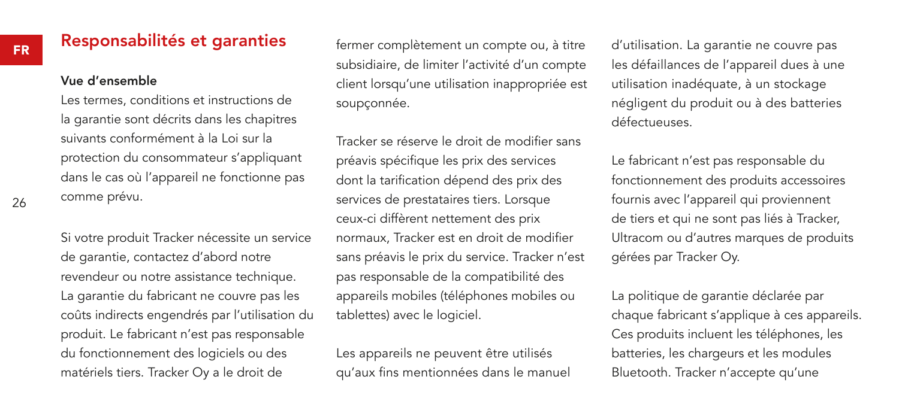## Responsabilités et garanties

### Vue d'ensemble

Les termes, conditions et instructions de la garantie sont décrits dans les chapitres suivants conformément à la Loi sur la protection du consommateur s'appliquant dans le cas où l'appareil ne fonctionne pas comme prévu.

Si votre produit Tracker nécessite un service de garantie, contactez d'abord notre revendeur ou notre assistance technique. La garantie du fabricant ne couvre pas les coûts indirects engendrés par l'utilisation du produit. Le fabricant n'est pas responsable du fonctionnement des logiciels ou des matériels tiers. Tracker Oy a le droit de fermer complètement un compte ou, à titre subsidiaire, de limiter l'activité d'un compte client lorsqu'une utilisation inappropriée est soupçonnée.

Tracker se réserve le droit de modifier sans préavis spécifique les prix des services dont la tarification dépend des prix des services de prestataires tiers. Lorsque ceux-ci diffèrent nettement des prix normaux, Tracker est en droit de modifier sans préavis le prix du service. Tracker n'est pas responsable de la compatibilité des appareils mobiles (téléphones mobiles ou tablettes) avec le logiciel.

Les appareils ne peuvent être utilisés qu'aux fins mentionnées dans le manuel d'utilisation. La garantie ne couvre pas les défaillances de l'appareil dues à une utilisation inadéquate, à un stockage négligent du produit ou à des batteries défectueuses.

Le fabricant n'est pas responsable du fonctionnement des produits accessoires fournis avec l'appareil qui proviennent de tiers et qui ne sont pas liés à Tracker, Ultracom ou d'autres marques de produits gérées par Tracker Oy.

La politique de garantie déclarée par chaque fabricant s'applique à ces appareils. Ces produits incluent les téléphones, les batteries, les chargeurs et les modules Bluetooth. Tracker n'accepte qu'une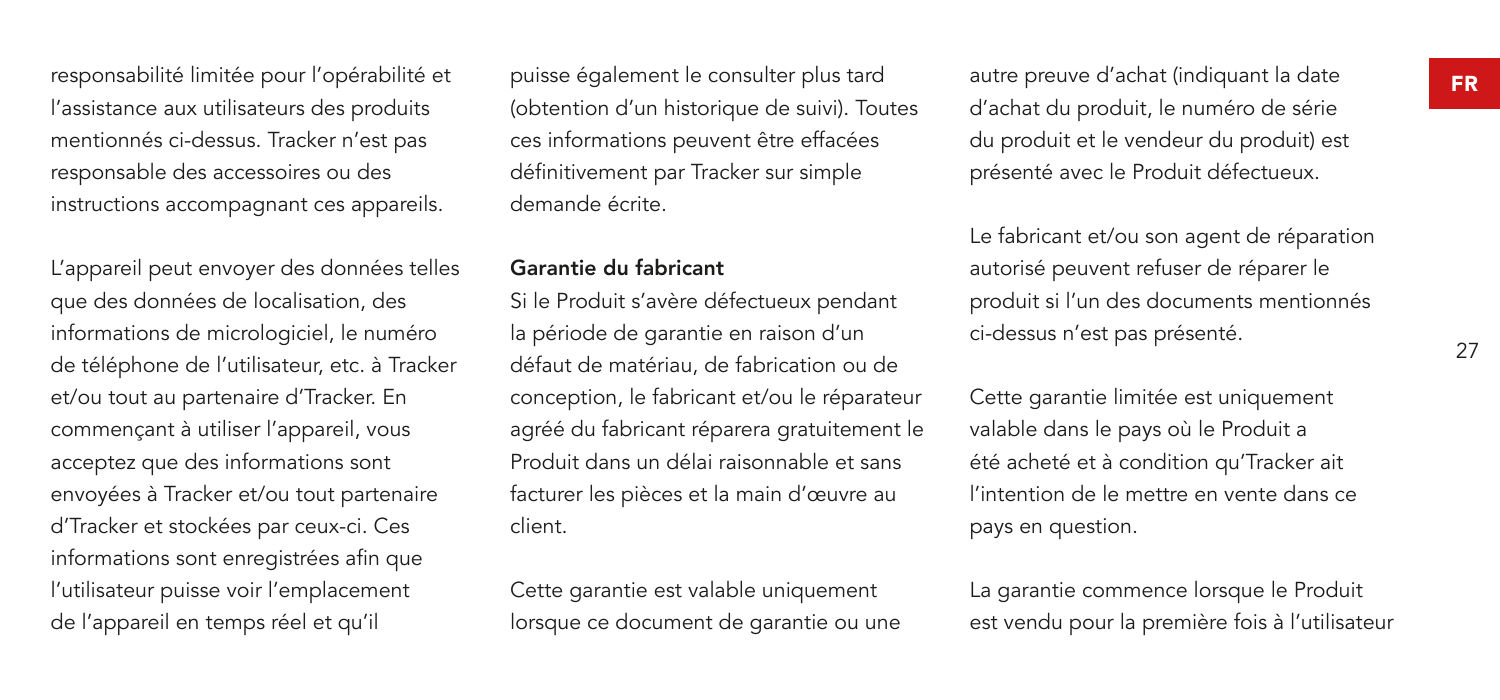responsabilité limitée pour l'opérabilité et l'assistance aux utilisateurs des produits mentionnés ci-dessus. Tracker n'est pas responsable des accessoires ou des instructions accompagnant ces appareils.

L'appareil peut envoyer des données telles que des données de localisation, des informations de micrologiciel, le numéro de téléphone de l'utilisateur, etc. à Tracker et/ou tout au partenaire d'Tracker. En commençant à utiliser l'appareil, vous acceptez que des informations sont envoyées à Tracker et/ou tout partenaire d'Tracker et stockées par ceux-ci. Ces informations sont enregistrées afin que l'utilisateur puisse voir l'emplacement de l'appareil en temps réel et qu'il puisse également le consulter plus tard (obtention d'un historique de suivi). Toutes ces informations peuvent être effacées définitivement par Tracker sur simple demande écrite.

### Garantie du fabricant

Si le Produit s'avère défectueux pendant la période de garantie en raison d'un défaut de matériau, de fabrication ou de conception, le fabricant et/ou le réparateur agréé du fabricant réparera gratuitement le Produit dans un délai raisonnable et sans facturer les pièces et la main d'œuvre au client.

Cette garantie est valable uniquement lorsque ce document de garantie ou une autre preuve d'achat (indiquant la date d'achat du produit, le numéro de série du produit et le vendeur du produit) est présenté avec le Produit défectueux.

Le fabricant et/ou son agent de réparation autorisé peuvent refuser de réparer le produit si l'un des documents mentionnés ci-dessus n'est pas présenté.

Cette garantie limitée est uniquement valable dans le pays où le Produit a été acheté et à condition qu'Tracker ait l'intention de le mettre en vente dans ce pays en question.

La garantie commence lorsque le Produit est vendu pour la première fois à l'utilisateur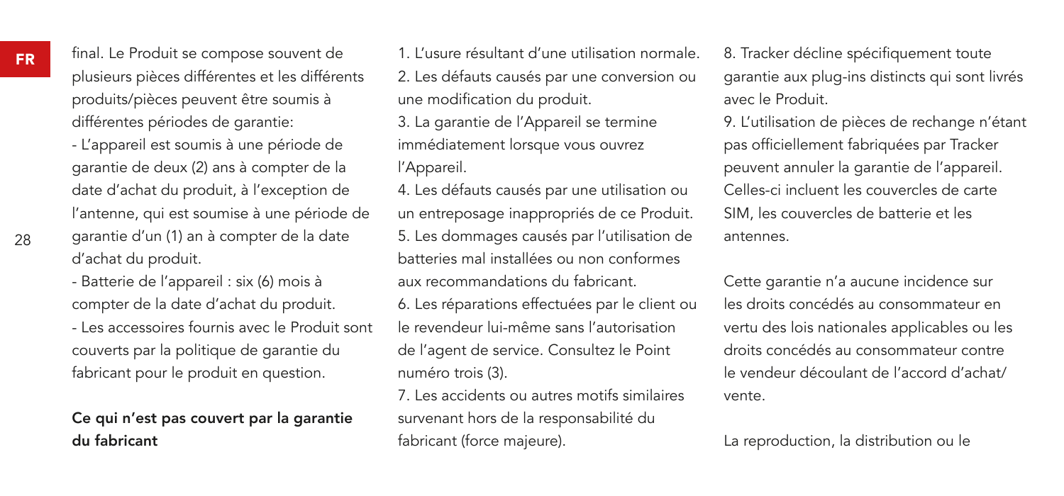final. Le Produit se compose souvent de plusieurs pièces différentes et les différents produits/pièces peuvent être soumis à différentes périodes de garantie:

- L'appareil est soumis à une période de garantie de deux (2) ans à compter de la date d'achat du produit, à l'exception de l'antenne, qui est soumise à une période de garantie d'un (1) an à compter de la date d'achat du produit.
- Batterie de l'appareil : six (6) mois à compter de la date d'achat du produit.
- Les accessoires fournis avec le Produit sont couverts par la politique de garantie du fabricant pour le produit en question.

**Ce qui n'est pas couvert par la garantie du fabricant**

1. L'usure résultant d'une utilisation normale.
2. Les défauts causés par une conversion ou une modification du produit.
3. La garantie de l'Appareil se termine immédiatement lorsque vous ouvrez l'Appareil.
4. Les défauts causés par une utilisation ou un entreposage inappropriés de ce Produit.
5. Les dommages causés par l'utilisation de batteries mal installées ou non conformes aux recommandations du fabricant.
6. Les réparations effectuées par le client ou le revendeur lui-même sans l'autorisation de l'agent de service. Consultez le Point numéro trois (3).
7. Les accidents ou autres motifs similaires survenant hors de la responsabilité du fabricant (force majeure).
8. Tracker décline spécifiquement toute garantie aux plug-ins distincts qui sont livrés avec le Produit.
9. L'utilisation de pièces de rechange n'étant pas officiellement fabriquées par Tracker peuvent annuler la garantie de l'appareil. Celles-ci incluent les couvercles de carte SIM, les couvercles de batterie et les antennes.

Cette garantie n'a aucune incidence sur les droits concédés au consommateur en vertu des lois nationales applicables ou les droits concédés au consommateur contre le vendeur découlant de l'accord d'achat/vente.

La reproduction, la distribution ou le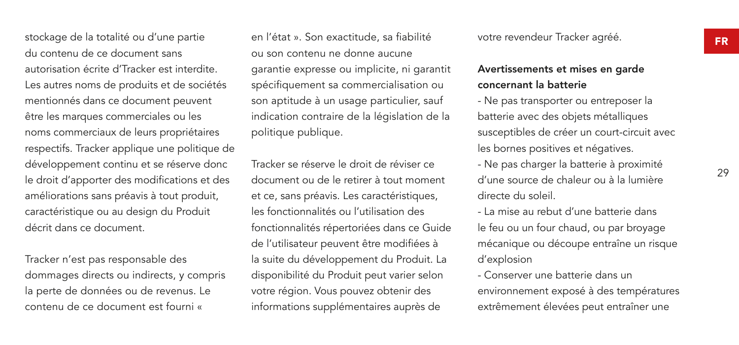stockage de la totalité ou d'une partie du contenu de ce document sans autorisation écrite d'Tracker est interdite. Les autres noms de produits et de sociétés mentionnés dans ce document peuvent être les marques commerciales ou les noms commerciaux de leurs propriétaires respectifs. Tracker applique une politique de développement continu et se réserve donc le droit d'apporter des modifications et des améliorations sans préavis à tout produit, caractéristique ou au design du Produit décrit dans ce document.

Tracker n'est pas responsable des dommages directs ou indirects, y compris la perte de données ou de revenus. Le contenu de ce document est fourni « en l'état ». Son exactitude, sa fiabilité ou son contenu ne donne aucune garantie expresse ou implicite, ni garantit spécifiquement sa commercialisation ou son aptitude à un usage particulier, sauf indication contraire de la législation de la politique publique.

Tracker se réserve le droit de réviser ce document ou de le retirer à tout moment et ce, sans préavis. Les caractéristiques, les fonctionnalités ou l'utilisation des fonctionnalités répertoriées dans ce Guide de l'utilisateur peuvent être modifiées à la suite du développement du Produit. La disponibilité du Produit peut varier selon votre région. Vous pouvez obtenir des informations supplémentaires auprès de votre revendeur Tracker agréé.

### Avertissements et mises en garde concernant la batterie

- Ne pas transporter ou entreposer la batterie avec des objets métalliques susceptibles de créer un court-circuit avec les bornes positives et négatives.
- Ne pas charger la batterie à proximité d'une source de chaleur ou à la lumière directe du soleil.
- La mise au rebut d'une batterie dans le feu ou un four chaud, ou par broyage mécanique ou découpe entraîne un risque d'explosion
- Conserver une batterie dans un environnement exposé à des températures extrêmement élevées peut entraîner une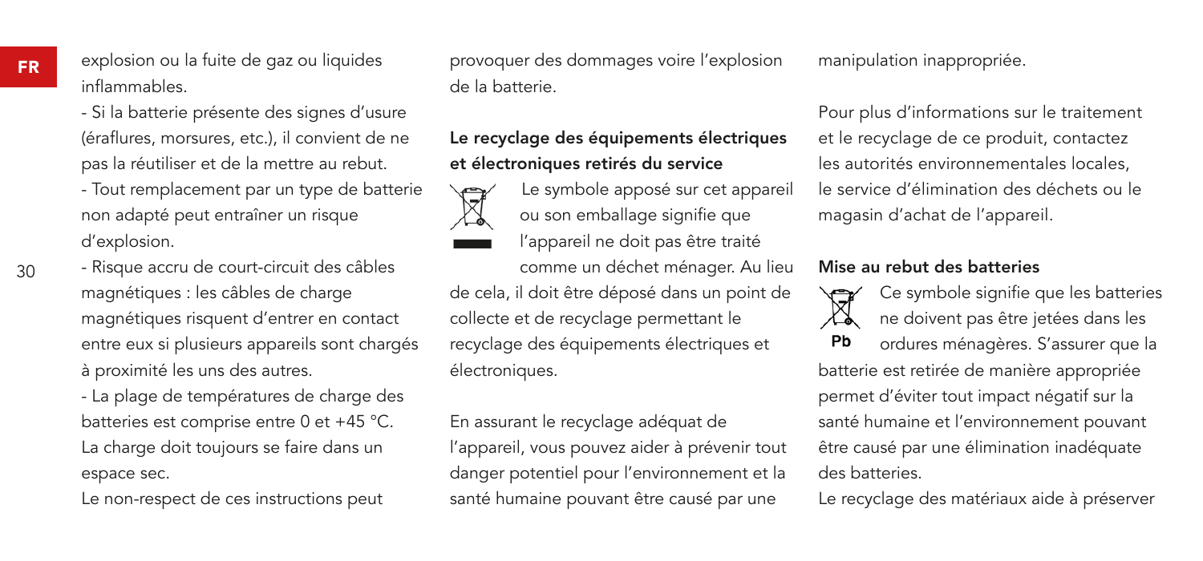explosion ou la fuite de gaz ou liquides inflammables.

- Si la batterie présente des signes d'usure (éraflures, morsures, etc.), il convient de ne pas la réutiliser et de la mettre au rebut.
- Tout remplacement par un type de batterie non adapté peut entraîner un risque d'explosion.
- Risque accru de court-circuit des câbles magnétiques : les câbles de charge magnétiques risquent d'entrer en contact entre eux si plusieurs appareils sont chargés à proximité les uns des autres.
- La plage de températures de charge des batteries est comprise entre 0 et +45 °C. La charge doit toujours se faire dans un espace sec.

Le non-respect de ces instructions peut provoquer des dommages voire l'explosion de la batterie.

**Le recyclage des équipements électriques et électroniques retirés du service**

Le symbole apposé sur cet appareil ou son emballage signifie que l'appareil ne doit pas être traité comme un déchet ménager. Au lieu de cela, il doit être déposé dans un point de collecte et de recyclage permettant le recyclage des équipements électriques et électroniques.

En assurant le recyclage adéquat de l'appareil, vous pouvez aider à prévenir tout danger potentiel pour l'environnement et la santé humaine pouvant être causé par une manipulation inappropriée.

Pour plus d'informations sur le traitement et le recyclage de ce produit, contactez les autorités environnementales locales, le service d'élimination des déchets ou le magasin d'achat de l'appareil.

**Mise au rebut des batteries**

Pb

Ce symbole signifie que les batteries ne doivent pas être jetées dans les ordures ménagères. S'assurer que la batterie est retirée de manière appropriée permet d'éviter tout impact négatif sur la santé humaine et l'environnement pouvant être causé par une élimination inadéquate des batteries.

Le recyclage des matériaux aide à préserver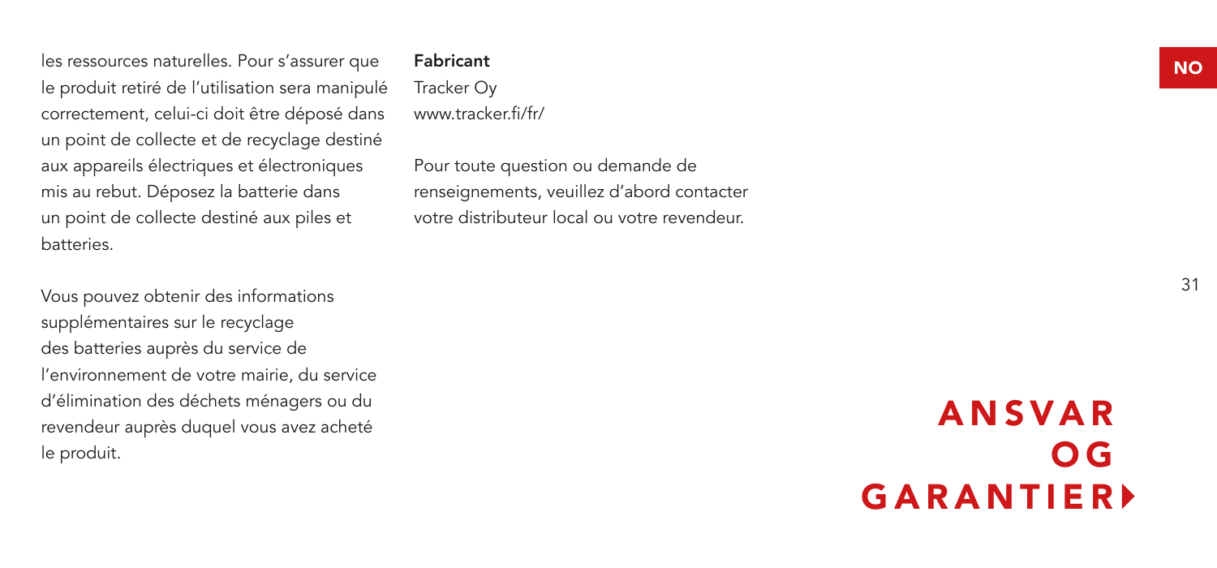les ressources naturelles. Pour s'assurer que le produit retiré de l'utilisation sera manipulé correctement, celui-ci doit être déposé dans un point de collecte et de recyclage destiné aux appareils électriques et électroniques mis au rebut. Déposez la batterie dans un point de collecte destiné aux piles et batteries.

Vous pouvez obtenir des informations supplémentaires sur le recyclage des batteries auprès du service de l'environnement de votre mairie, du service d'élimination des déchets ménagers ou du revendeur auprès duquel vous avez acheté le produit.

**Fabricant**
Tracker Oy
www.tracker.fi/fr/

Pour toute question ou demande de renseignements, veuillez d'abord contacter votre distributeur local ou votre revendeur.

NO

# ANSVAR OG GARANTIER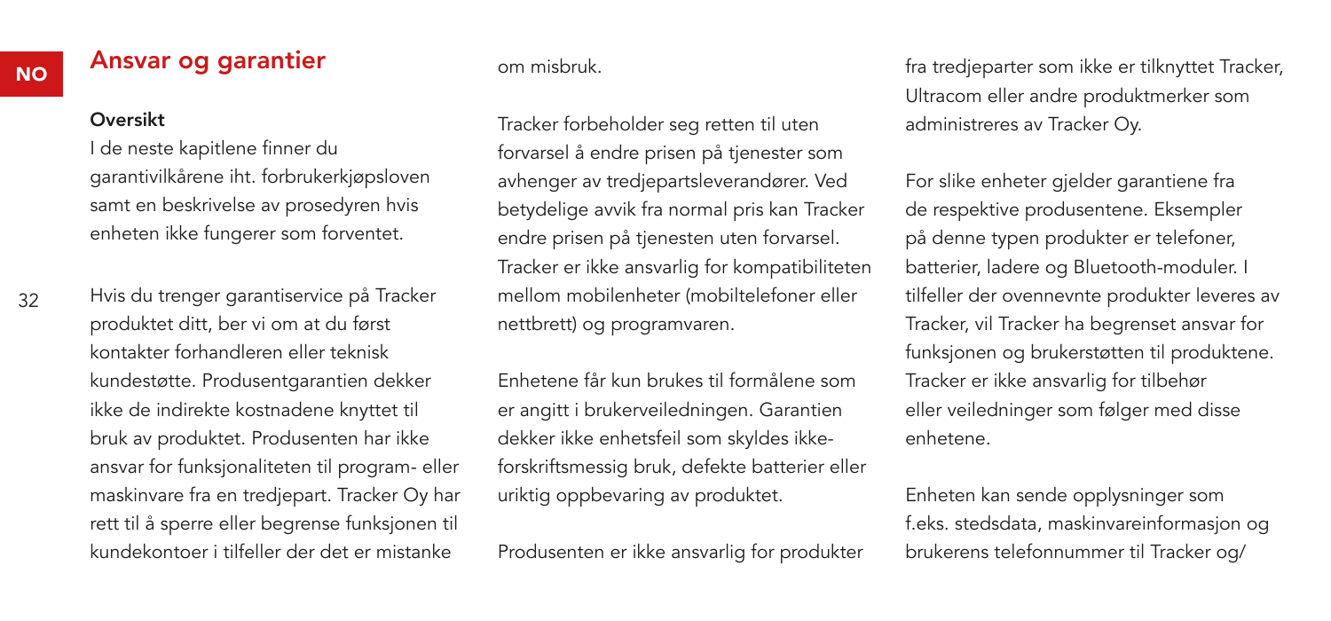## Ansvar og garantier

### Oversikt

I de neste kapitlene finner du garantivilkårene iht. forbrukerkjøpsloven samt en beskrivelse av prosedyren hvis enheten ikke fungerer som forventet.

Hvis du trenger garantiservice på Tracker produktet ditt, ber vi om at du først kontakter forhandleren eller teknisk kundestøtte. Produsentgarantien dekker ikke de indirekte kostnadene knyttet til bruk av produktet. Produsenten har ikke ansvar for funksjonaliteten til program- eller maskinvare fra en tredjepart. Tracker Oy har rett til å sperre eller begrense funksjonen til kundekontoer i tilfeller der det er mistanke om misbruk.

Tracker forbeholder seg retten til uten forvarsel å endre prisen på tjenester som avhenger av tredjepartsleverandører. Ved betydelige avvik fra normal pris kan Tracker endre prisen på tjenesten uten forvarsel. Tracker er ikke ansvarlig for kompatibiliteten mellom mobilenheter (mobiltelefoner eller nettbrett) og programvaren.

Enhetene får kun brukes til formålene som er angitt i brukerveiledningen. Garantien dekker ikke enhetsfeil som skyldes ikke-forskriftsmessig bruk, defekte batterier eller uriktig oppbevaring av produktet.

Produsenten er ikke ansvarlig for produkter fra tredjeparter som ikke er tilknyttet Tracker, Ultracom eller andre produktmerker som administreres av Tracker Oy.

For slike enheter gjelder garantiene fra de respektive produsentene. Eksempler på denne typen produkter er telefoner, batterier, ladere og Bluetooth-moduler. I tilfeller der ovennevnte produkter leveres av Tracker, vil Tracker ha begrenset ansvar for funksjonen og brukerstøtten til produktene. Tracker er ikke ansvarlig for tilbehør eller veiledninger som følger med disse enhetene.

Enheten kan sende opplysninger som f.eks. stedsdata, maskinvareinformasjon og brukerens telefonnummer til Tracker og/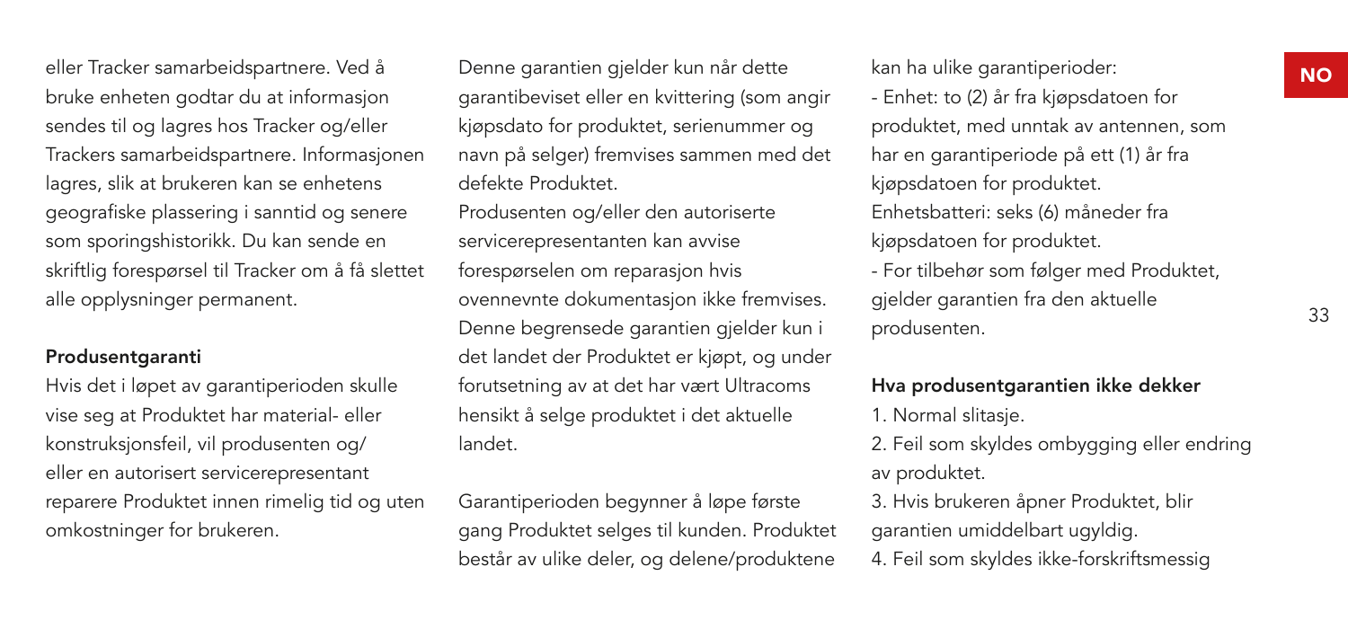eller Tracker samarbeidspartnere. Ved å bruke enheten godtar du at informasjon sendes til og lagres hos Tracker og/eller Trackers samarbeidspartnere. Informasjonen lagres, slik at brukeren kan se enhetens geografiske plassering i sanntid og senere som sporingshistorikk. Du kan sende en skriftlig forespørsel til Tracker om å få slettet alle opplysninger permanent.

**Produsentgaranti**

Hvis det i løpet av garantiperioden skulle vise seg at Produktet har material- eller konstruksjonsfeil, vil produsenten og/ eller en autorisert servicerepresentant reparere Produktet innen rimelig tid og uten omkostninger for brukeren.

Denne garantien gjelder kun når dette garantibeviset eller en kvittering (som angir kjøpsdato for produktet, serienummer og navn på selger) fremvises sammen med det defekte Produktet.
Produsenten og/eller den autoriserte servicerepresentanten kan avvise forespørselen om reparasjon hvis ovennevnte dokumentasjon ikke fremvises.
Denne begrensede garantien gjelder kun i det landet der Produktet er kjøpt, og under forutsetning av at det har vært Ultracoms hensikt å selge produktet i det aktuelle landet.

Garantiperioden begynner å løpe første gang Produktet selges til kunden. Produktet består av ulike deler, og delene/produktene kan ha ulike garantiperioder:

- Enhet: to (2) år fra kjøpsdatoen for produktet, med unntak av antennen, som har en garantiperiode på ett (1) år fra kjøpsdatoen for produktet.
Enhetsbatteri: seks (6) måneder fra kjøpsdatoen for produktet.
- For tilbehør som følger med Produktet, gjelder garantien fra den aktuelle produsenten.

**Hva produsentgarantien ikke dekker**

1. Normal slitasje.
2. Feil som skyldes ombygging eller endring av produktet.
3. Hvis brukeren åpner Produktet, blir garantien umiddelbart ugyldig.
4. Feil som skyldes ikke-forskriftsmessig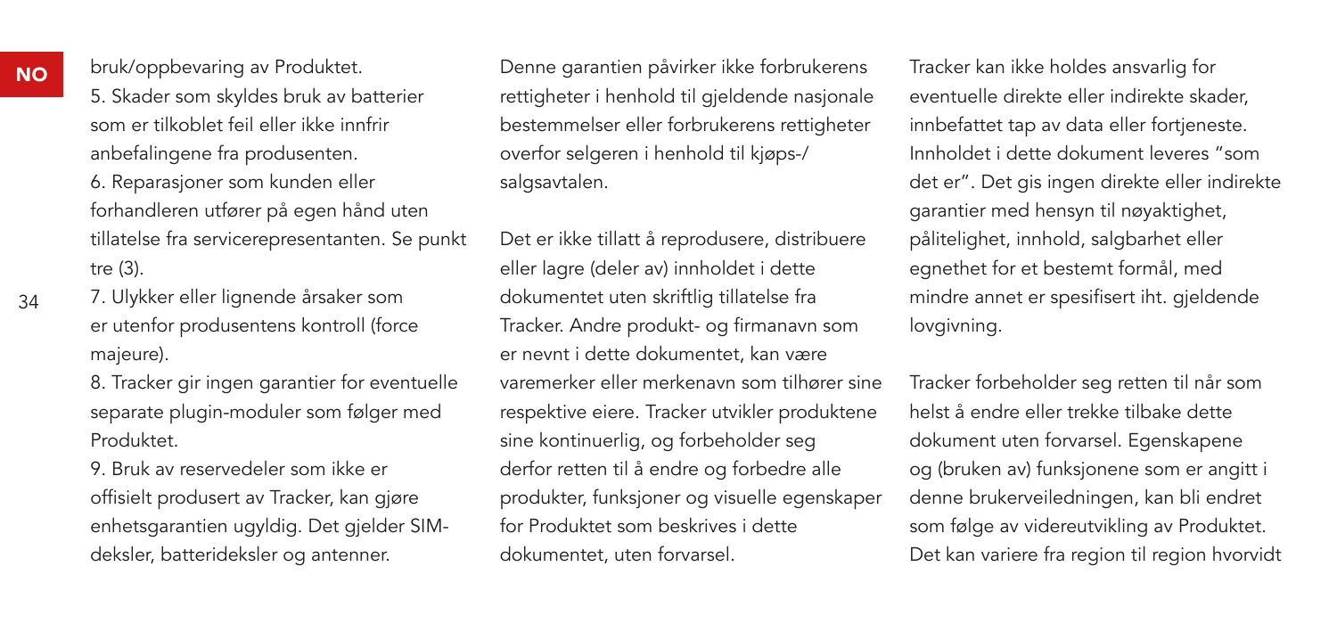bruk/oppbevaring av Produktet.

5. Skader som skyldes bruk av batterier som er tilkoblet feil eller ikke innfrir anbefalingene fra produsenten.

6. Reparasjoner som kunden eller forhandleren utfører på egen hånd uten tillatelse fra servicerepresentanten. Se punkt tre (3).

7. Ulykker eller lignende årsaker som er utenfor produsentens kontroll (force majeure).

8. Tracker gir ingen garantier for eventuelle separate plugin-moduler som følger med Produktet.

9. Bruk av reservedeler som ikke er offisielt produsert av Tracker, kan gjøre enhetsgarantien ugyldig. Det gjelder SIM-deksler, batterideksler og antenner.

Denne garantien påvirker ikke forbrukerens rettigheter i henhold til gjeldende nasjonale bestemmelser eller forbrukerens rettigheter overfor selgeren i henhold til kjøps-/salgsavtalen.

Det er ikke tillatt å reprodusere, distribuere eller lagre (deler av) innholdet i dette dokumentet uten skriftlig tillatelse fra Tracker. Andre produkt- og firmanavn som er nevnt i dette dokumentet, kan være varemerker eller merkenavn som tilhører sine respektive eiere. Tracker utvikler produktene sine kontinuerlig, og forbeholder seg derfor retten til å endre og forbedre alle produkter, funksjoner og visuelle egenskaper for Produktet som beskrives i dette dokumentet, uten forvarsel.

Tracker kan ikke holdes ansvarlig for eventuelle direkte eller indirekte skader, innbefattet tap av data eller fortjeneste. Innholdet i dette dokument leveres "som det er". Det gis ingen direkte eller indirekte garantier med hensyn til nøyaktighet, pålitelighet, innhold, salgbarhet eller egnethet for et bestemt formål, med mindre annet er spesifisert iht. gjeldende lovgivning.

Tracker forbeholder seg retten til når som helst å endre eller trekke tilbake dette dokument uten forvarsel. Egenskapene og (bruken av) funksjonene som er angitt i denne brukerveiledningen, kan bli endret som følge av videreutvikling av Produktet. Det kan variere fra region til region hvorvidt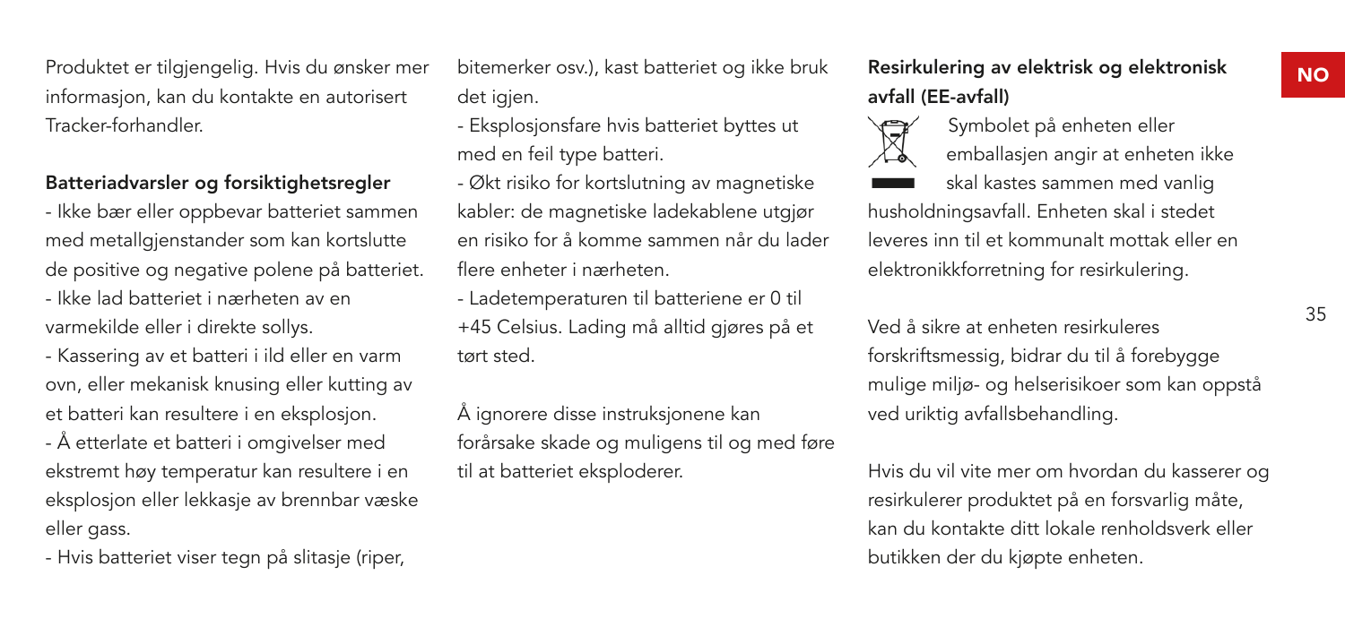Produktet er tilgjengelig. Hvis du ønsker mer informasjon, kan du kontakte en autorisert Tracker-forhandler.

**Batteriadvarsler og forsiktighetsregler**

- Ikke bær eller oppbevar batteriet sammen med metallgjenstander som kan kortslutte de positive og negative polene på batteriet.
- Ikke lad batteriet i nærheten av en varmekilde eller i direkte sollys.
- Kassering av et batteri i ild eller en varm ovn, eller mekanisk knusing eller kutting av et batteri kan resultere i en eksplosjon.
- Å etterlate et batteri i omgivelser med ekstremt høy temperatur kan resultere i en eksplosjon eller lekkasje av brennbar væske eller gass.
- Hvis batteriet viser tegn på slitasje (riper, bitemerker osv.), kast batteriet og ikke bruk det igjen.
- Eksplosjonsfare hvis batteriet byttes ut med en feil type batteri.
- Økt risiko for kortslutning av magnetiske kabler: de magnetiske ladekablene utgjør en risiko for å komme sammen når du lader flere enheter i nærheten.
- Ladetemperaturen til batteriene er 0 til +45 Celsius. Lading må alltid gjøres på et tørt sted.

Å ignorere disse instruksjonene kan forårsake skade og muligens til og med føre til at batteriet eksploderer.

**Resirkulering av elektrisk og elektronisk avfall (EE-avfall)**

Symbolet på enheten eller emballasjen angir at enheten ikke skal kastes sammen med vanlig husholdningsavfall. Enheten skal i stedet leveres inn til et kommunalt mottak eller en elektronikkforretning for resirkulering.

Ved å sikre at enheten resirkuleres forskriftsmessig, bidrar du til å forebygge mulige miljø- og helserisikoer som kan oppstå ved uriktig avfallsbehandling.

Hvis du vil vite mer om hvordan du kasserer og resirkulerer produktet på en forsvarlig måte, kan du kontakte ditt lokale renholdsverk eller butikken der du kjøpte enheten.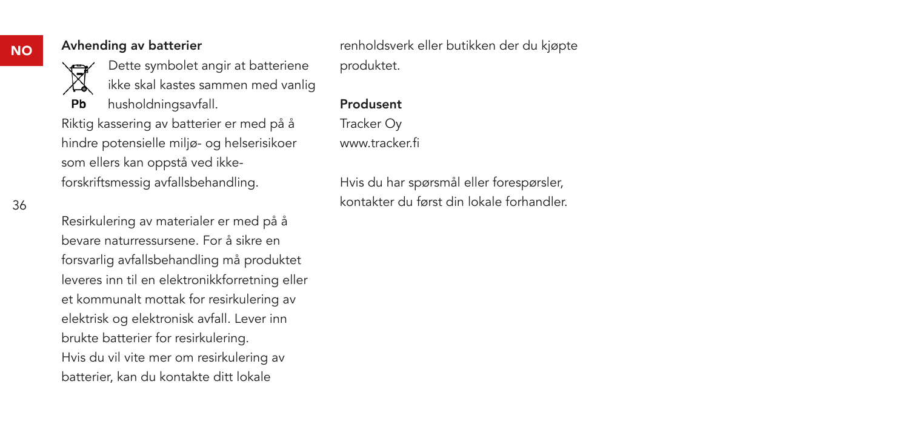## Avhending av batterier

Dette symbolet angir at batteriene ikke skal kastes sammen med vanlig husholdningsavfall.

Riktig kassering av batterier er med på å hindre potensielle miljø- og helserisikoer som ellers kan oppstå ved ikke-forskriftsmessig avfallsbehandling.

Resirkulering av materialer er med på å bevare naturressursene. For å sikre en forsvarlig avfallsbehandling må produktet leveres inn til en elektronikkforretning eller et kommunalt mottak for resirkulering av elektrisk og elektronisk avfall. Lever inn brukte batterier for resirkulering. Hvis du vil vite mer om resirkulering av batterier, kan du kontakte ditt lokale renholdsverk eller butikken der du kjøpte produktet.

## Produsent

Tracker Oy
www.tracker.fi

Hvis du har spørsmål eller forespørsler, kontakter du først din lokale forhandler.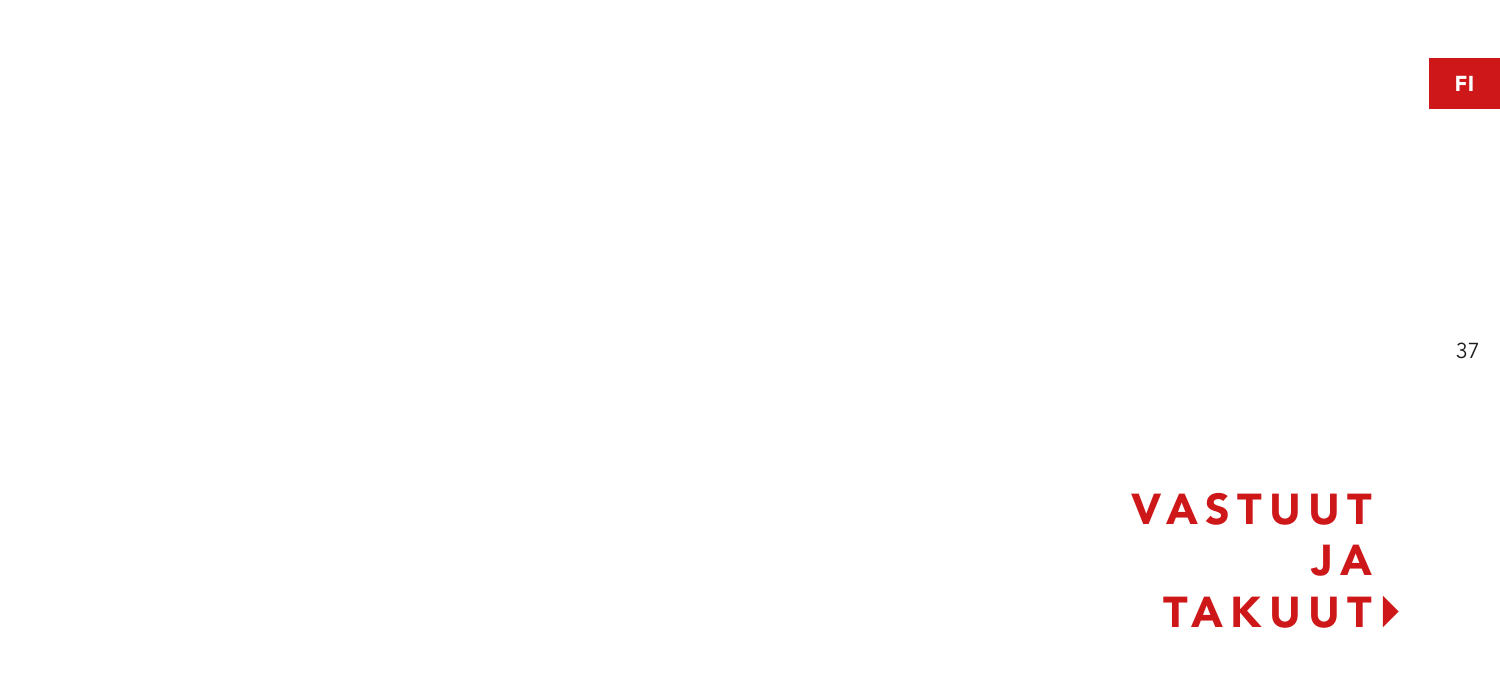# VASTUUT JA TAKUUT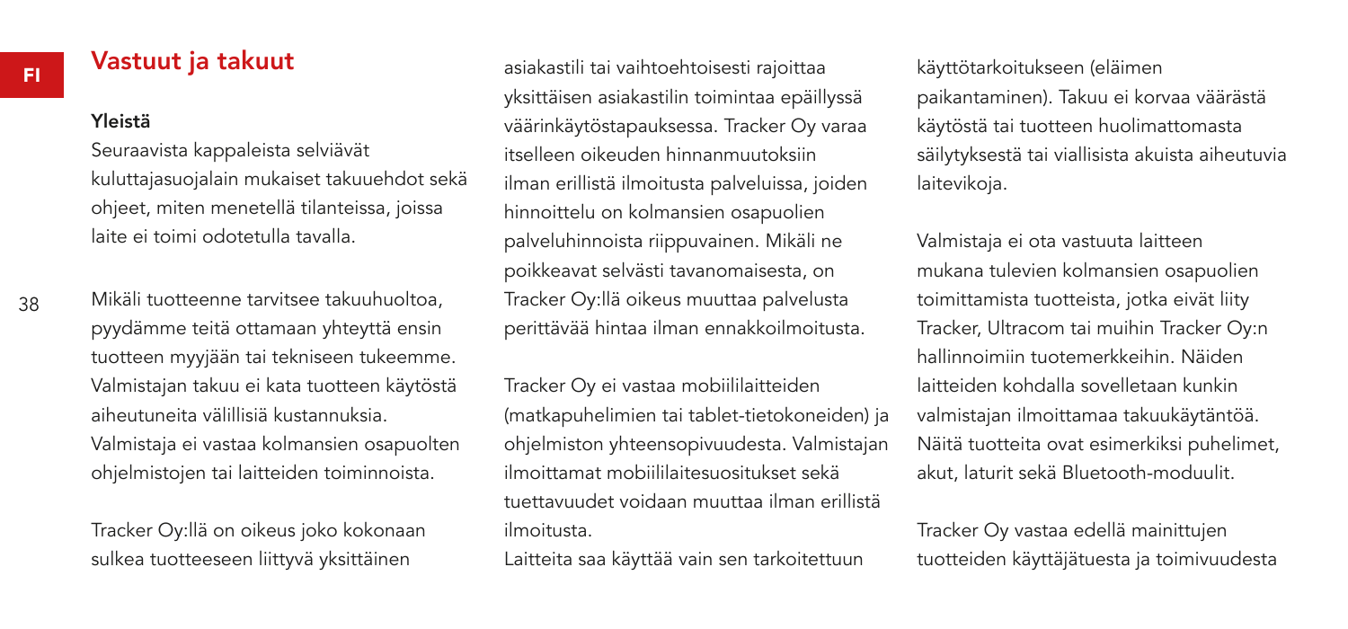## Vastuut ja takuut

### Yleistä

Seuraavista kappaleista selviävät kuluttajasuojalain mukaiset takuuehdot sekä ohjeet, miten menetellä tilanteissa, joissa laite ei toimi odotetulla tavalla.

Mikäli tuotteenne tarvitsee takuuhuoltoa, pyydämme teitä ottamaan yhteyttä ensin tuotteen myyjään tai tekniseen tukeemme. Valmistajan takuu ei kata tuotteen käytöstä aiheutuneita välillisiä kustannuksia. Valmistaja ei vastaa kolmansien osapuolten ohjelmistojen tai laitteiden toiminnoista.

Tracker Oy:llä on oikeus joko kokonaan sulkea tuotteeseen liittyvä yksittäinen asiakastili tai vaihtoehtoisesti rajoittaa yksittäisen asiakastilin toimintaa epäillyssä väärinkäytöstapauksessa. Tracker Oy varaa itselleen oikeuden hinnanmuutoksiin ilman erillistä ilmoitusta palveluissa, joiden hinnoittelu on kolmansien osapuolien palveluhinnoista riippuvainen. Mikäli ne poikkeavat selvästi tavanomaisesta, on Tracker Oy:llä oikeus muuttaa palvelusta perittävää hintaa ilman ennakkoilmoitusta.

Tracker Oy ei vastaa mobiililaitteiden (matkapuhelimien tai tablet-tietokoneiden) ja ohjelmiston yhteensopivuudesta. Valmistajan ilmoittamat mobiililaitesuositukset sekä tuettavuudet voidaan muuttaa ilman erillistä ilmoitusta.
Laitteita saa käyttää vain sen tarkoitettuun käyttötarkoitukseen (eläimen paikantaminen). Takuu ei korvaa väärästä käytöstä tai tuotteen huolimattomasta säilytyksestä tai viallisista akuista aiheutuvia laitevikoja.

Valmistaja ei ota vastuuta laitteen mukana tulevien kolmansien osapuolien toimittamista tuotteista, jotka eivät liity Tracker, Ultracom tai muihin Tracker Oy:n hallinnoimiin tuotemerkkeihin. Näiden laitteiden kohdalla sovelletaan kunkin valmistajan ilmoittamaa takuukäytäntöä. Näitä tuotteita ovat esimerkiksi puhelimet, akut, laturit sekä Bluetooth-moduulit.

Tracker Oy vastaa edellä mainittujen tuotteiden käyttäjätuesta ja toimivuudesta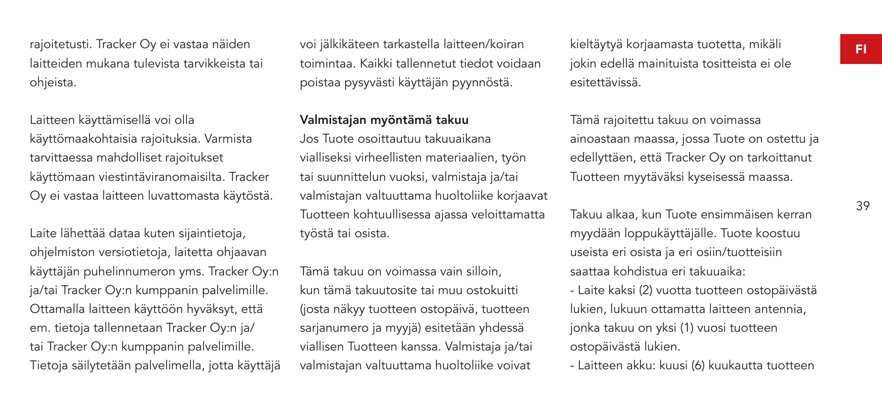rajoitetusti. Tracker Oy ei vastaa näiden laitteiden mukana tulevista tarvikkeista tai ohjeista.

Laitteen käyttämisellä voi olla käyttömaakohtaisia rajoituksia. Varmista tarvittaessa mahdolliset rajoitukset käyttömaan viestintäviranomaisilta. Tracker Oy ei vastaa laitteen luvattomasta käytöstä.

Laite lähettää dataa kuten sijaintietoja, ohjelmiston versiotietoja, laitetta ohjaavan käyttäjän puhelinnumeron yms. Tracker Oy:n ja/tai Tracker Oy:n kumppanin palvelimille. Ottamalla laitteen käyttöön hyväksyt, että em. tietoja tallennetaan Tracker Oy:n ja/ tai Tracker Oy:n kumppanin palvelimille. Tietoja säilytetään palvelimella, jotta käyttäjä voi jälkikäteen tarkastella laitteen/koiran toimintaa. Kaikki tallennetut tiedot voidaan poistaa pysyvästi käyttäjän pyynnöstä.

**Valmistajan myöntämä takuu**

Jos Tuote osoittautuu takuuaikana vialliseksi virheellisten materiaalien, työn tai suunnittelun vuoksi, valmistaja ja/tai valmistajan valtuuttama huoltoliike korjaavat Tuotteen kohtuullisessa ajassa veloittamatta työstä tai osista.

Tämä takuu on voimassa vain silloin, kun tämä takuutosite tai muu ostokuitti (josta näkyy tuotteen ostopäivä, tuotteen sarjanumero ja myyjä) esitetään yhdessä viallisen Tuotteen kanssa. Valmistaja ja/tai valmistajan valtuuttama huoltoliike voivat kieltäytyä korjaamasta tuotetta, mikäli jokin edellä mainituista tositteista ei ole esitettävissä.

Tämä rajoitettu takuu on voimassa ainoastaan maassa, jossa Tuote on ostettu ja edellyttäen, että Tracker Oy on tarkoittanut Tuotteen myytäväksi kyseisessä maassa.

Takuu alkaa, kun Tuote ensimmäisen kerran myydään loppukäyttäjälle. Tuote koostuu useista eri osista ja eri osiin/tuotteisiin saattaa kohdistua eri takuuaika:

- Laite kaksi (2) vuotta tuotteen ostopäivästä lukien, lukuun ottamatta laitteen antennia, jonka takuu on yksi (1) vuosi tuotteen ostopäivästä lukien.
- Laitteen akku: kuusi (6) kuukautta tuotteen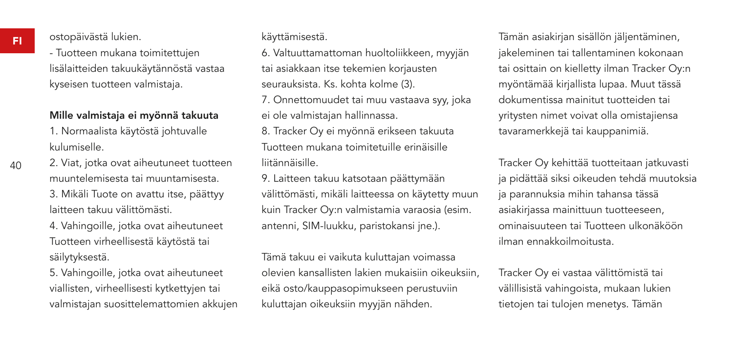ostopäivästä lukien.

- Tuotteen mukana toimitettujen lisälaitteiden takuukäytännöstä vastaa kyseisen tuotteen valmistaja.

**Mille valmistaja ei myönnä takuuta**

1. Normaalista käytöstä johtuvalle kulumiselle.
2. Viat, jotka ovat aiheutuneet tuotteen muuntelemisesta tai muuntamisesta.
3. Mikäli Tuote on avattu itse, päättyy laitteen takuu välittömästi.
4. Vahingoille, jotka ovat aiheutuneet Tuotteen virheellisestä käytöstä tai säilytyksestä.
5. Vahingoille, jotka ovat aiheutuneet viallisten, virheellisesti kytkettyjen tai valmistajan suosittelemattomien akkujen käyttämisestä.
6. Valtuuttamattoman huoltoliikkeen, myyjän tai asiakkaan itse tekemien korjausten seurauksista. Ks. kohta kolme (3).
7. Onnettomuudet tai muu vastaava syy, joka ei ole valmistajan hallinnassa.
8. Tracker Oy ei myönnä erikseen takuuta Tuotteen mukana toimitetuille erinäisille liitännäisille.
9. Laitteen takuu katsotaan päättymään välittömästi, mikäli laitteessa on käytetty muun kuin Tracker Oy:n valmistamia varaosia (esim. antenni, SIM-luukku, paristokansi jne.).

Tämä takuu ei vaikuta kuluttajan voimassa olevien kansallisten lakien mukaisiin oikeuksiin, eikä osto/kauppasopimukseen perustuviin kuluttajan oikeuksiin myyjän nähden.

Tämän asiakirjan sisällön jäljentäminen, jakeleminen tai tallentaminen kokonaan tai osittain on kielletty ilman Tracker Oy:n myöntämää kirjallista lupaa. Muut tässä dokumentissa mainitut tuotteiden tai yritysten nimet voivat olla omistajiensa tavaramerkkejä tai kauppanimiä.

Tracker Oy kehittää tuotteitaan jatkuvasti ja pidättää siksi oikeuden tehdä muutoksia ja parannuksia mihin tahansa tässä asiakirjassa mainittuun tuotteeseen, ominaisuuteen tai Tuotteen ulkonäköön ilman ennakkoilmoitusta.

Tracker Oy ei vastaa välittömistä tai välillisistä vahingoista, mukaan lukien tietojen tai tulojen menetys. Tämän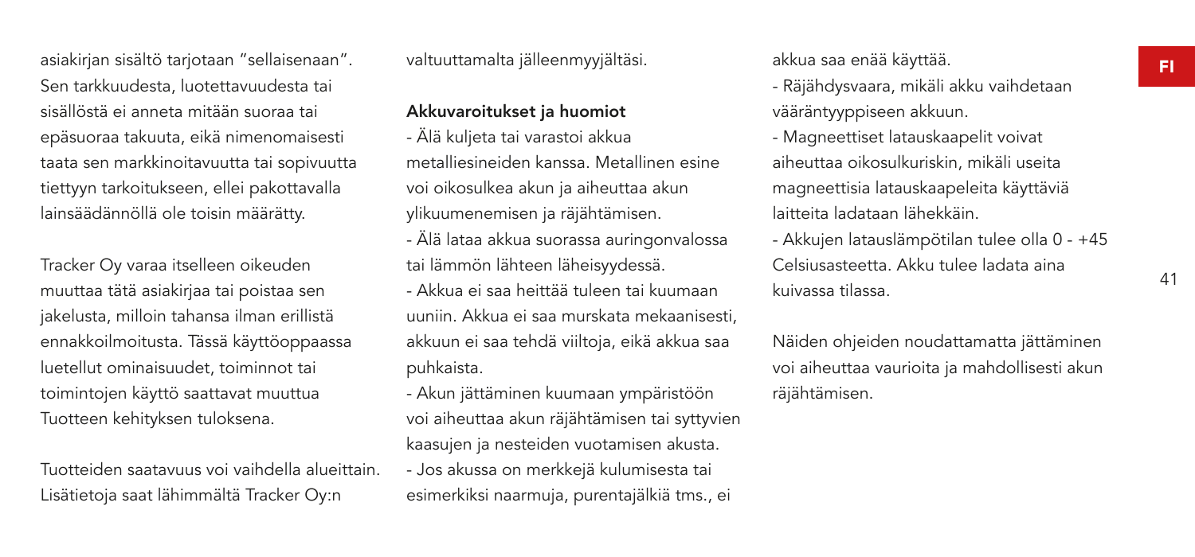asiakirjan sisältö tarjotaan "sellaisenaan". Sen tarkkuudesta, luotettavuudesta tai sisällöstä ei anneta mitään suoraa tai epäsuoraa takuuta, eikä nimenomaisesti taata sen markkinoitavuutta tai sopivuutta tiettyyn tarkoitukseen, ellei pakottavalla lainsäädännöllä ole toisin määrätty.

Tracker Oy varaa itselleen oikeuden muuttaa tätä asiakirjaa tai poistaa sen jakelusta, milloin tahansa ilman erillistä ennakkoilmoitusta. Tässä käyttöoppaassa luetellut ominaisuudet, toiminnot tai toimintojen käyttö saattavat muuttua Tuotteen kehityksen tuloksena.

Tuotteiden saatavuus voi vaihdella alueittain. Lisätietoja saat lähimmältä Tracker Oy:n valtuuttamalta jälleenmyyjältäsi.

**Akkuvaroitukset ja huomiot**

- Älä kuljeta tai varastoi akkua metalliesineiden kanssa. Metallinen esine voi oikosulkea akun ja aiheuttaa akun ylikuumenemisen ja räjähtämisen.
- Älä lataa akkua suorassa auringonvalossa tai lämmön lähteen läheisyydessä.
- Akkua ei saa heittää tuleen tai kuumaan uuniin. Akkua ei saa murskata mekaanisesti, akkuun ei saa tehdä viiltoja, eikä akkua saa puhkaista.
- Akun jättäminen kuumaan ympäristöön voi aiheuttaa akun räjähtämisen tai syttyvien kaasujen ja nesteiden vuotamisen akusta.
- Jos akussa on merkkejä kulumisesta tai esimerkiksi naarmuja, purentajälkiä tms., ei akkua saa enää käyttää.
- Räjähdysvaara, mikäli akku vaihdetaan vääräntyyppiseen akkuun.
- Magneettiset latauskaapelit voivat aiheuttaa oikosulkuriskin, mikäli useita magneettisia latauskaapeleita käyttäviä laitteita ladataan lähekkäin.
- Akkujen latauslämpötilan tulee olla 0 - +45 Celsiusasteetta. Akku tulee ladata aina kuivassa tilassa.

Näiden ohjeiden noudattamatta jättäminen voi aiheuttaa vaurioita ja mahdollisesti akun räjähtämisen.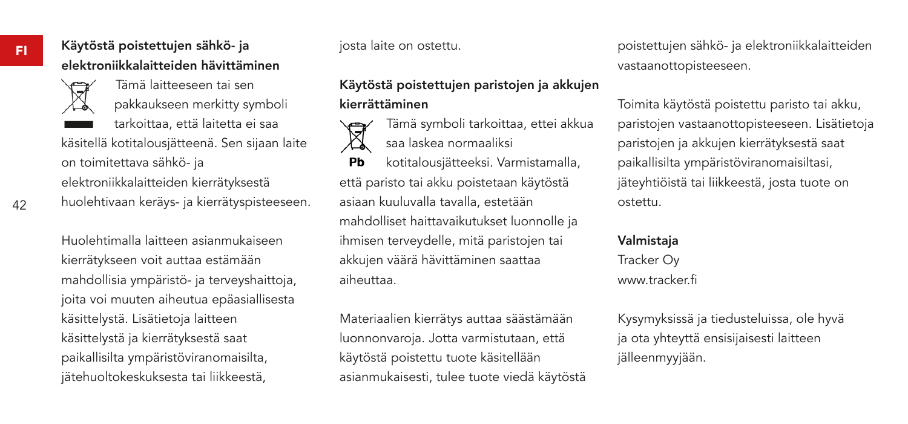## Käytöstä poistettujen sähkö- ja elektroniikkalaitteiden hävittäminen

Tämä laitteeseen tai sen pakkaukseen merkitty symboli tarkoittaa, että laitetta ei saa käsitellä kotitalousjätteenä. Sen sijaan laite on toimitettava sähkö- ja elektroniikkalaitteiden kierrätyksestä huolehtivaan keräys- ja kierrätyspisteeseen.

Huolehtimalla laitteen asianmukaiseen kierrätykseen voit auttaa estämään mahdollisia ympäristö- ja terveyshaittoja, joita voi muuten aiheutua epäasiallisesta käsittelystä. Lisätietoja laitteen käsittelystä ja kierrätyksestä saat paikallisilta ympäristöviranomaisilta, jätehuoltokeskuksesta tai liikkeestä, josta laite on ostettu.

## Käytöstä poistettujen paristojen ja akkujen kierrättäminen

Pb

Tämä symboli tarkoittaa, ettei akkua saa laskea normaaliksi kotitalousjätteeksi. Varmistamalla, että paristo tai akku poistetaan käytöstä asiaan kuuluvalla tavalla, estetään mahdolliset haittavaikutukset luonnolle ja ihmisen terveydelle, mitä paristojen tai akkujen väärä hävittäminen saattaa aiheuttaa.

Materiaalien kierrätys auttaa säästämään luonnonvaroja. Jotta varmistutaan, että käytöstä poistettu tuote käsitellään asianmukaisesti, tulee tuote viedä käytöstä poistettujen sähkö- ja elektroniikkalaitteiden vastaanottopisteeseen.

Toimita käytöstä poistettu paristo tai akku, paristojen vastaanottopisteeseen. Lisätietoja paristojen ja akkujen kierrätyksestä saat paikallisilta ympäristöviranomaisiltasi, jäteyhtiöistä tai liikkeestä, josta tuote on ostettu.

**Valmistaja**
Tracker Oy
www.tracker.fi

Kysymyksissä ja tiedusteluissa, ole hyvä ja ota yhteyttä ensisijaisesti laitteen jälleenmyyjään.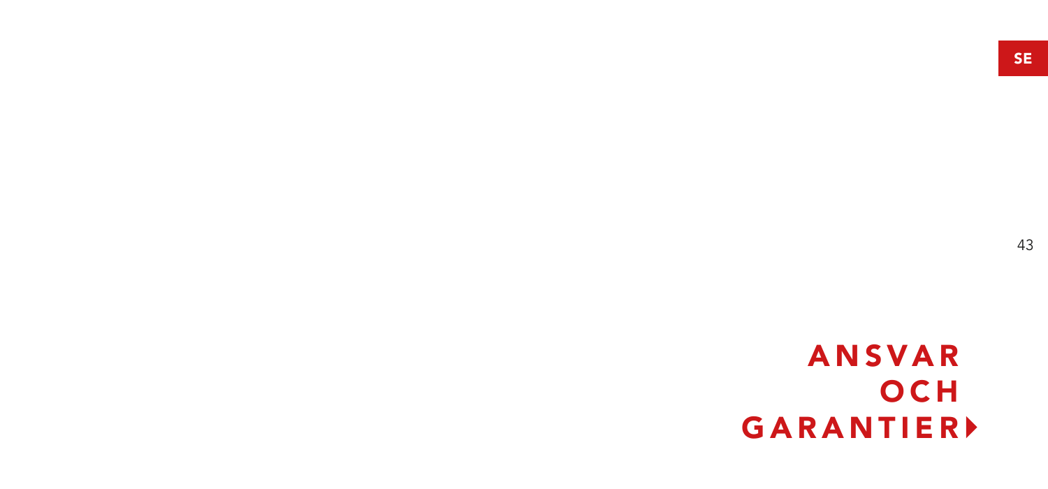# ANSVAR OCH GARANTIER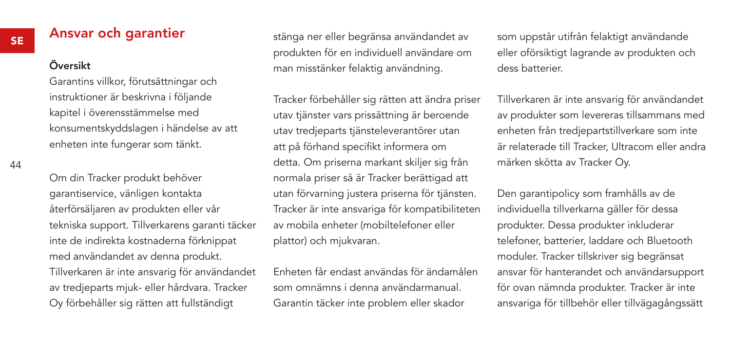## Ansvar och garantier

### Översikt

Garantins villkor, förutsättningar och instruktioner är beskrivna i följande kapitel i överensstämmelse med konsumentskyddslagen i händelse av att enheten inte fungerar som tänkt.

Om din Tracker produkt behöver garantiservice, vänligen kontakta återförsäljaren av produkten eller vår tekniska support. Tillverkarens garanti täcker inte de indirekta kostnaderna förknippat med användandet av denna produkt. Tillverkaren är inte ansvarig för användandet av tredjeparts mjuk- eller hårdvara. Tracker Oy förbehåller sig rätten att fullständigt stänga ner eller begränsa användandet av produkten för en individuell användare om man misstänker felaktig användning.

Tracker förbehåller sig rätten att ändra priser utav tjänster vars prissättning är beroende utav tredjeparts tjänsteleverantörer utan att på förhand specifikt informera om detta. Om priserna markant skiljer sig från normala priser så är Tracker berättigad att utan förvarning justera priserna för tjänsten. Tracker är inte ansvariga för kompatibiliteten av mobila enheter (mobiltelefoner eller plattor) och mjukvaran.

Enheten får endast användas för ändamålen som omnämns i denna användarmanual. Garantin täcker inte problem eller skador som uppstår utifrån felaktigt användande eller oförsiktigt lagrande av produkten och dess batterier.

Tillverkaren är inte ansvarig för användandet av produkter som levereras tillsammans med enheten från tredjepartstillverkare som inte är relaterade till Tracker, Ultracom eller andra märken skötta av Tracker Oy.

Den garantipolicy som framhålls av de individuella tillverkarna gäller för dessa produkter. Dessa produkter inkluderar telefoner, batterier, laddare och Bluetooth moduler. Tracker tillskriver sig begränsat ansvar för hanterandet och användarsupport för ovan nämnda produkter. Tracker är inte ansvariga för tillbehör eller tillvägagångssätt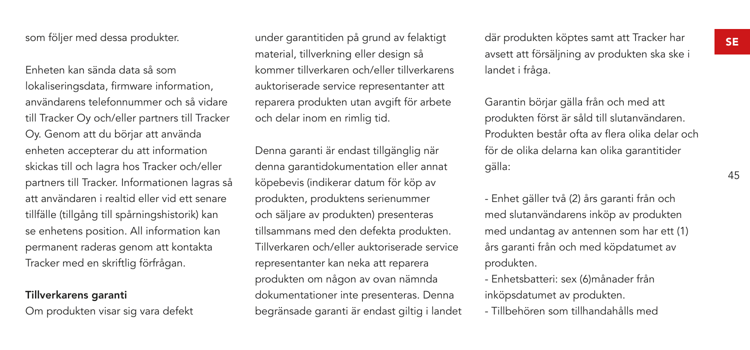som följer med dessa produkter.

Enheten kan sända data så som lokaliseringsdata, firmware information, användarens telefonnummer och så vidare till Tracker Oy och/eller partners till Tracker Oy. Genom att du börjar att använda enheten accepterar du att information skickas till och lagra hos Tracker och/eller partners till Tracker. Informationen lagras så att användaren i realtid eller vid ett senare tillfälle (tillgång till spårningshistorik) kan se enhetens position. All information kan permanent raderas genom att kontakta Tracker med en skriftlig förfrågan.

**Tillverkarens garanti**

Om produkten visar sig vara defekt under garantitiden på grund av felaktigt material, tillverkning eller design så kommer tillverkaren och/eller tillverkarens auktoriserade service representanter att reparera produkten utan avgift för arbete och delar inom en rimlig tid.

Denna garanti är endast tillgänglig när denna garantidokumentation eller annat köpebevis (indikerar datum för köp av produkten, produktens serienummer och säljare av produkten) presenteras tillsammans med den defekta produkten. Tillverkaren och/eller auktoriserade service representanter kan neka att reparera produkten om någon av ovan nämnda dokumentationer inte presenteras. Denna begränsade garanti är endast giltig i landet där produkten köptes samt att Tracker har avsett att försäljning av produkten ska ske i landet i fråga.

Garantin börjar gälla från och med att produkten först är såld till slutanvändaren. Produkten består ofta av flera olika delar och för de olika delarna kan olika garantitider gälla:

- Enhet gäller två (2) års garanti från och med slutanvändarens inköp av produkten med undantag av antennen som har ett (1) års garanti från och med köpdatumet av produkten.
- Enhetsbatteri: sex (6)månader från inköpsdatumet av produkten.
- Tillbehören som tillhandahålls med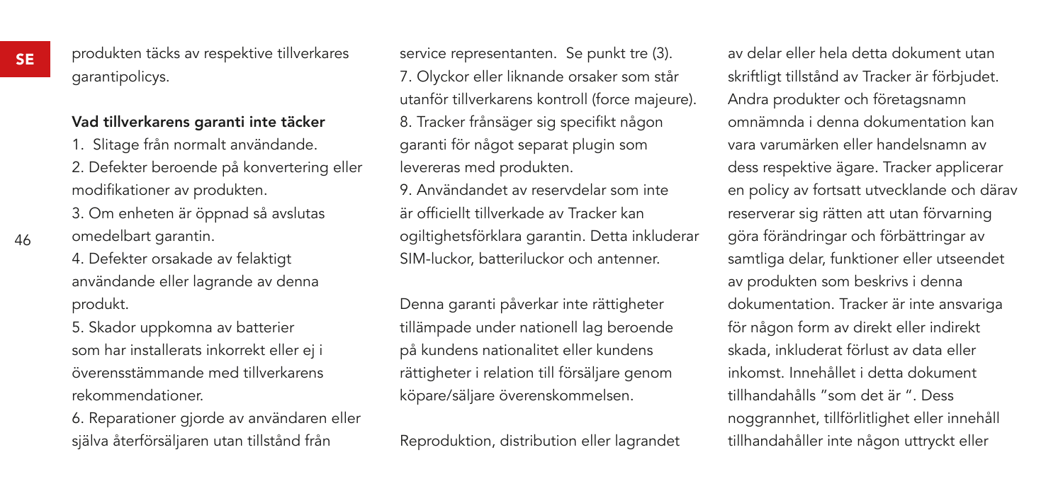produkten täcks av respektive tillverkares garantipolicys.

**Vad tillverkarens garanti inte täcker**

1. Slitage från normalt användande.
2. Defekter beroende på konvertering eller modifikationer av produkten.
3. Om enheten är öppnad så avslutas omedelbart garantin.
4. Defekter orsakade av felaktigt användande eller lagrande av denna produkt.
5. Skador uppkomna av batterier som har installerats inkorrekt eller ej i överensstämmande med tillverkarens rekommendationer.
6. Reparationer gjorde av användaren eller själva återförsäljaren utan tillstånd från service representanten. Se punkt tre (3).
7. Olyckor eller liknande orsaker som står utanför tillverkarens kontroll (force majeure).
8. Tracker frånsäger sig specifikt någon garanti för något separat plugin som levereras med produkten.
9. Användandet av reservdelar som inte är officiellt tillverkade av Tracker kan ogiltighetsförklara garantin. Detta inkluderar SIM-luckor, batteriluckor och antenner.

Denna garanti påverkar inte rättigheter tillämpade under nationell lag beroende på kundens nationalitet eller kundens rättigheter i relation till försäljare genom köpare/säljare överenskommelsen.

Reproduktion, distribution eller lagrandet av delar eller hela detta dokument utan skriftligt tillstånd av Tracker är förbjudet. Andra produkter och företagsnamn omnämnda i denna dokumentation kan vara varumärken eller handelsnamn av dess respektive ägare. Tracker applicerar en policy av fortsatt utvecklande och därav reserverar sig rätten att utan förvarning göra förändringar och förbättringar av samtliga delar, funktioner eller utseendet av produkten som beskrivs i denna dokumentation. Tracker är inte ansvariga för någon form av direkt eller indirekt skada, inkluderat förlust av data eller inkomst. Innehållet i detta dokument tillhandahålls "som det är ". Dess noggrannhet, tillförlitlighet eller innehåll tillhandahåller inte någon uttryckt eller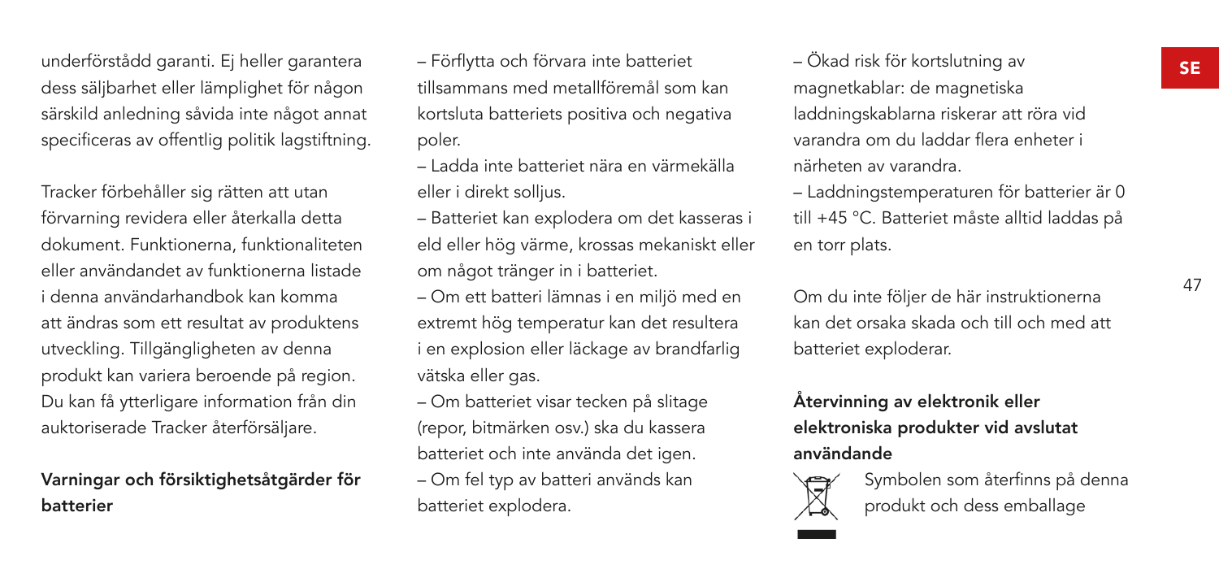underförstådd garanti. Ej heller garantera dess säljbarhet eller lämplighet för någon särskild anledning såvida inte något annat specificeras av offentlig politik lagstiftning.

Tracker förbehåller sig rätten att utan förvarning revidera eller återkalla detta dokument. Funktionerna, funktionaliteten eller användandet av funktionerna listade i denna användarhandbok kan komma att ändras som ett resultat av produktens utveckling. Tillgängligheten av denna produkt kan variera beroende på region. Du kan få ytterligare information från din auktoriserade Tracker återförsäljare.

### Varningar och försiktighetsåtgärder för batterier

– Förflytta och förvara inte batteriet tillsammans med metallföremål som kan kortsluta batteriets positiva och negativa poler.

– Ladda inte batteriet nära en värmekälla eller i direkt solljus.

– Batteriet kan explodera om det kasseras i eld eller hög värme, krossas mekaniskt eller om något tränger in i batteriet.

– Om ett batteri lämnas i en miljö med en extremt hög temperatur kan det resultera i en explosion eller läckage av brandfarlig vätska eller gas.

– Om batteriet visar tecken på slitage (repor, bitmärken osv.) ska du kassera batteriet och inte använda det igen.

– Om fel typ av batteri används kan batteriet explodera.

– Ökad risk för kortslutning av magnetkablar: de magnetiska laddningskablarna riskerar att röra vid varandra om du laddar flera enheter i närheten av varandra.

– Laddningstemperaturen för batterier är 0 till +45 °C. Batteriet måste alltid laddas på en torr plats.

Om du inte följer de här instruktionerna kan det orsaka skada och till och med att batteriet exploderar.

### Återvinning av elektronik eller elektroniska produkter vid avslutat användande

Symbolen som återfinns på denna produkt och dess emballage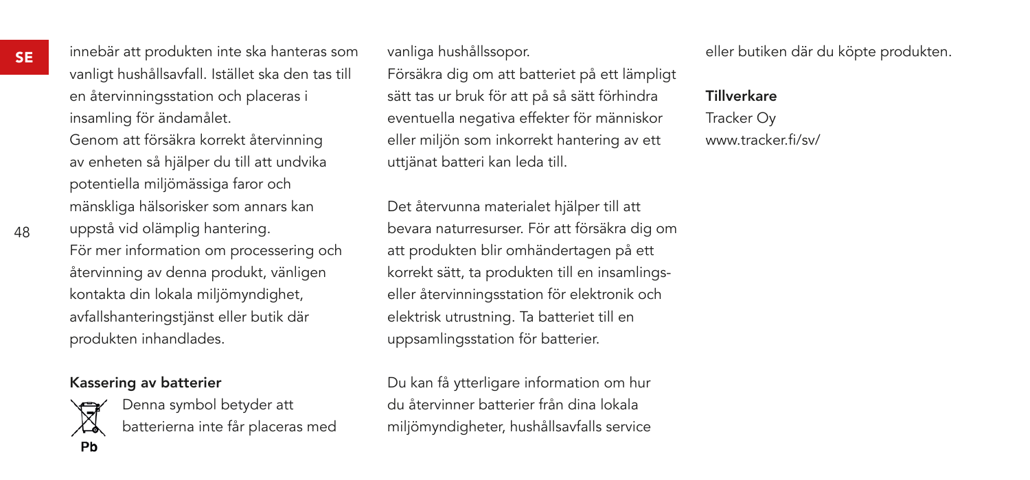innebär att produkten inte ska hanteras som vanligt hushållsavfall. Istället ska den tas till en återvinningsstation och placeras i insamling för ändamålet.

Genom att försäkra korrekt återvinning av enheten så hjälper du till att undvika potentiella miljömässiga faror och mänskliga hälsorisker som annars kan uppstå vid olämplig hantering.

För mer information om processering och återvinning av denna produkt, vänligen kontakta din lokala miljömyndighet, avfallshanteringstjänst eller butik där produkten inhandlades.

**Kassering av batterier**

Pb

Denna symbol betyder att batterierna inte får placeras med vanliga hushållssopor.

Försäkra dig om att batteriet på ett lämpligt sätt tas ur bruk för att på så sätt förhindra eventuella negativa effekter för människor eller miljön som inkorrekt hantering av ett uttjänat batteri kan leda till.

Det återvunna materialet hjälper till att bevara naturresurser. För att försäkra dig om att produkten blir omhändertagen på ett korrekt sätt, ta produkten till en insamlings- eller återvinningsstation för elektronik och elektrisk utrustning. Ta batteriet till en uppsamlingsstation för batterier.

Du kan få ytterligare information om hur du återvinner batterier från dina lokala miljömyndigheter, hushållsavfalls service eller butiken där du köpte produkten.

**Tillverkare**

Tracker Oy
www.tracker.fi/sv/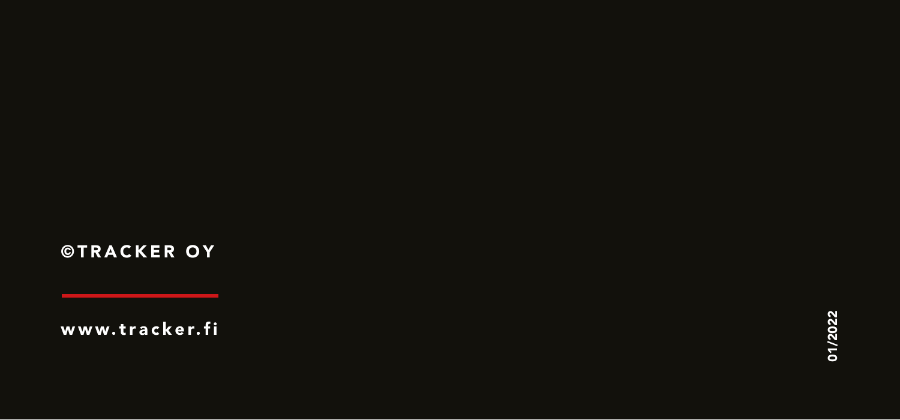©TRACKER OY

www.tracker.fi

01/2022